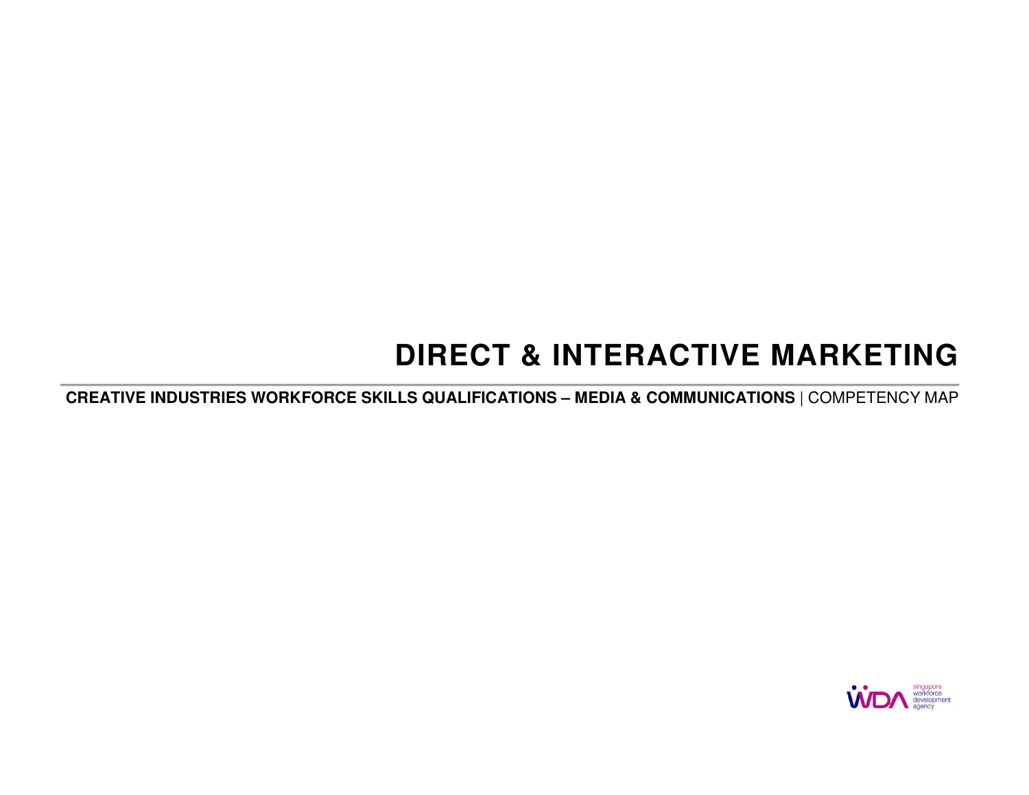# DIRECT & INTERACTIVE MARKETING

**CREATIVE INDUSTRIES WORKFORCE SKILLS QUALIFICATIONS – MEDIA & COMMUNICATIONS** | COMPETENCY MAP

singapore workforce development agency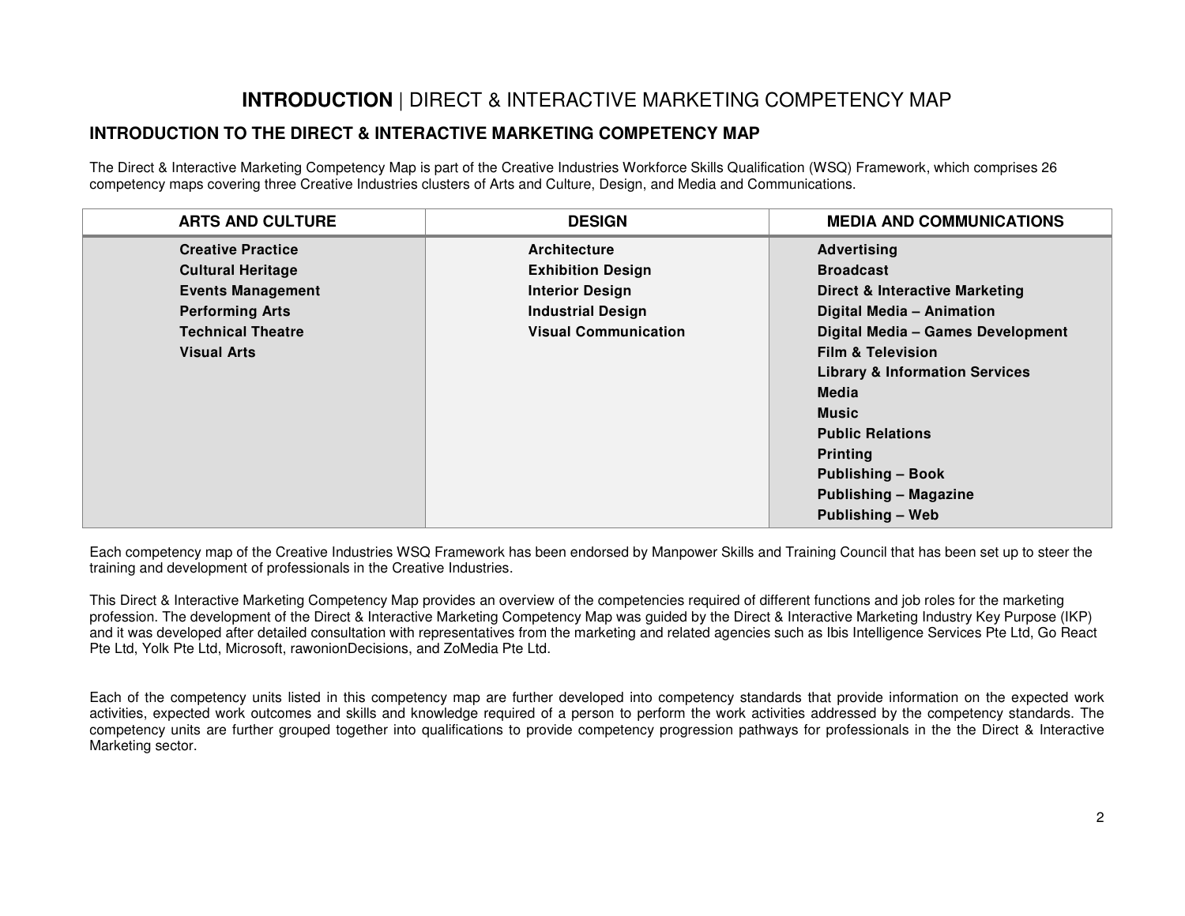# **INTRODUCTION** | DIRECT & INTERACTIVE MARKETING COMPETENCY MAP

## INTRODUCTION TO THE DIRECT & INTERACTIVE MARKETING COMPETENCY MAP

The Direct & Interactive Marketing Competency Map is part of the Creative Industries Workforce Skills Qualification (WSQ) Framework, which comprises 26 competency maps covering three Creative Industries clusters of Arts and Culture, Design, and Media and Communications.

| ARTS AND CULTURE | DESIGN | MEDIA AND COMMUNICATIONS |
|---|---|---|
| **Creative Practice** | **Architecture** | **Advertising** |
| **Cultural Heritage** | **Exhibition Design** | **Broadcast** |
| **Events Management** | **Interior Design** | **Direct & Interactive Marketing** |
| **Performing Arts** | **Industrial Design** | **Digital Media – Animation** |
| **Technical Theatre** | **Visual Communication** | **Digital Media – Games Development** |
| **Visual Arts** | | **Film & Television** |
| | | **Library & Information Services** |
| | | **Media** |
| | | **Music** |
| | | **Public Relations** |
| | | **Printing** |
| | | **Publishing – Book** |
| | | **Publishing – Magazine** |
| | | **Publishing – Web** |

Each competency map of the Creative Industries WSQ Framework has been endorsed by Manpower Skills and Training Council that has been set up to steer the training and development of professionals in the Creative Industries.

This Direct & Interactive Marketing Competency Map provides an overview of the competencies required of different functions and job roles for the marketing profession. The development of the Direct & Interactive Marketing Competency Map was guided by the Direct & Interactive Marketing Industry Key Purpose (IKP) and it was developed after detailed consultation with representatives from the marketing and related agencies such as Ibis Intelligence Services Pte Ltd, Go React Pte Ltd, Yolk Pte Ltd, Microsoft, rawonionDecisions, and ZoMedia Pte Ltd.

Each of the competency units listed in this competency map are further developed into competency standards that provide information on the expected work activities, expected work outcomes and skills and knowledge required of a person to perform the work activities addressed by the competency standards. The competency units are further grouped together into qualifications to provide competency progression pathways for professionals in the the Direct & Interactive Marketing sector.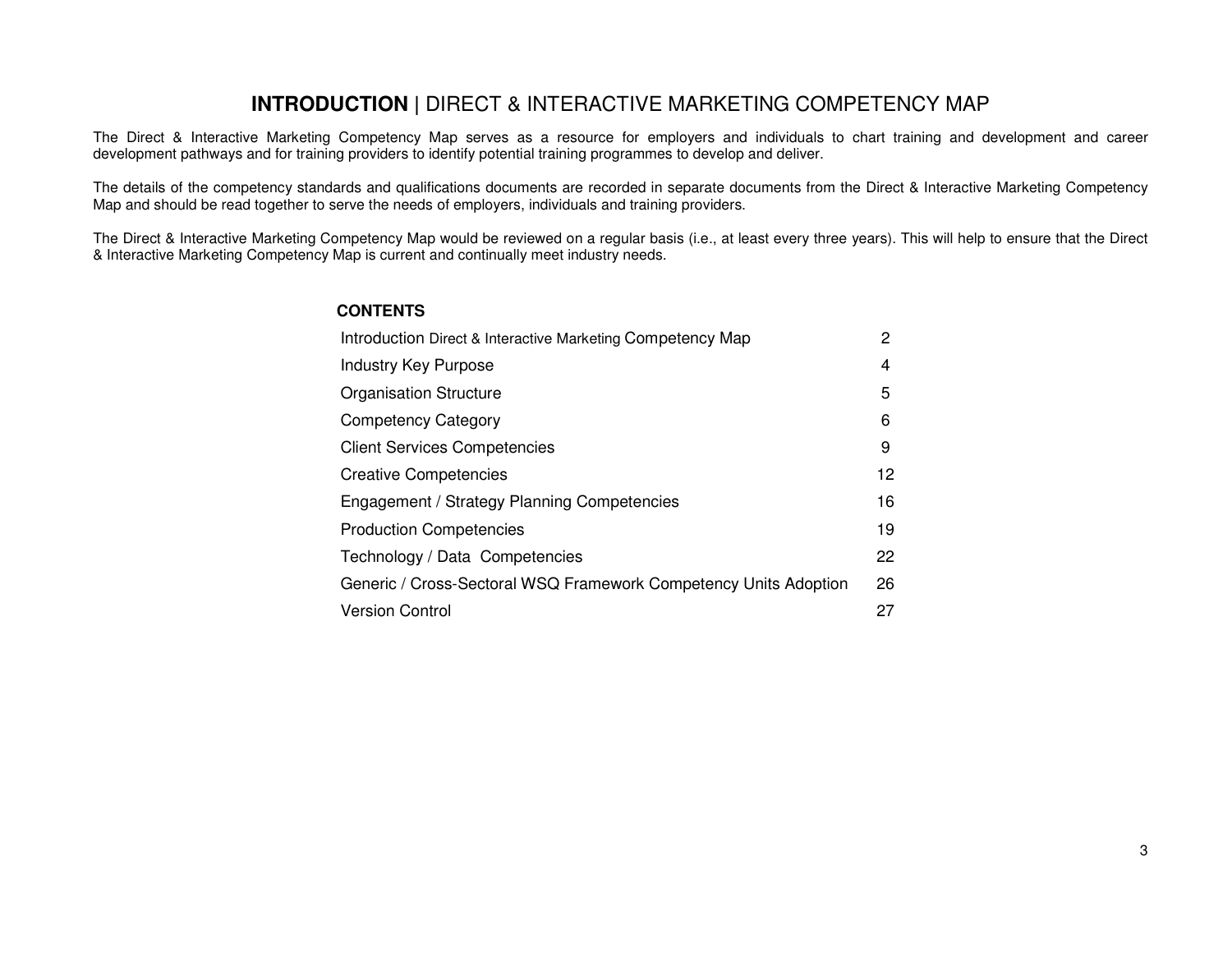# **INTRODUCTION** | DIRECT & INTERACTIVE MARKETING COMPETENCY MAP

The Direct & Interactive Marketing Competency Map serves as a resource for employers and individuals to chart training and development and career development pathways and for training providers to identify potential training programmes to develop and deliver.

The details of the competency standards and qualifications documents are recorded in separate documents from the Direct & Interactive Marketing Competency Map and should be read together to serve the needs of employers, individuals and training providers.

The Direct & Interactive Marketing Competency Map would be reviewed on a regular basis (i.e., at least every three years). This will help to ensure that the Direct & Interactive Marketing Competency Map is current and continually meet industry needs.

## CONTENTS

| | |
|---|---|
| Introduction Direct & Interactive Marketing Competency Map | 2 |
| Industry Key Purpose | 4 |
| Organisation Structure | 5 |
| Competency Category | 6 |
| Client Services Competencies | 9 |
| Creative Competencies | 12 |
| Engagement / Strategy Planning Competencies | 16 |
| Production Competencies | 19 |
| Technology / Data Competencies | 22 |
| Generic / Cross-Sectoral WSQ Framework Competency Units Adoption | 26 |
| Version Control | 27 |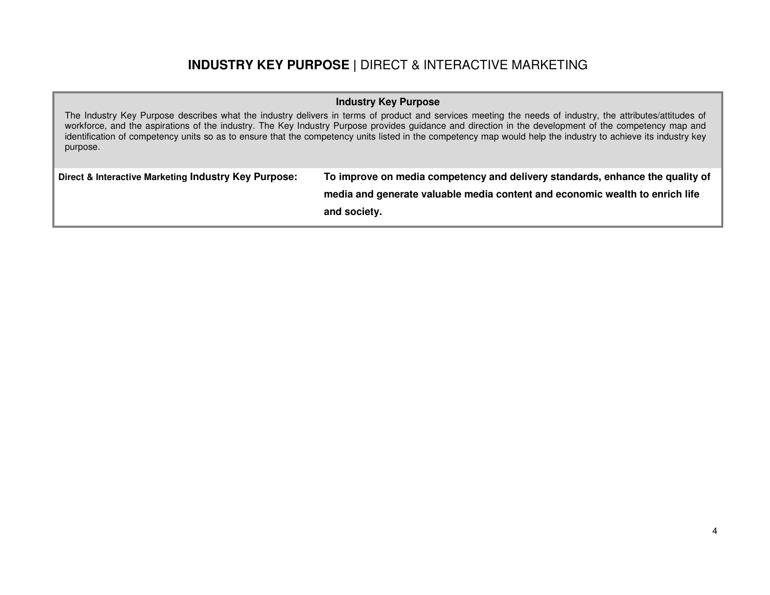# **INDUSTRY KEY PURPOSE** | DIRECT & INTERACTIVE MARKETING

**Industry Key Purpose**

The Industry Key Purpose describes what the industry delivers in terms of product and services meeting the needs of industry, the attributes/attitudes of workforce, and the aspirations of the industry. The Key Industry Purpose provides guidance and direction in the development of the competency map and identification of competency units so as to ensure that the competency units listed in the competency map would help the industry to achieve its industry key purpose.

| **Direct & Interactive Marketing Industry Key Purpose:** | **To improve on media competency and delivery standards, enhance the quality of media and generate valuable media content and economic wealth to enrich life and society.** |
|---|---|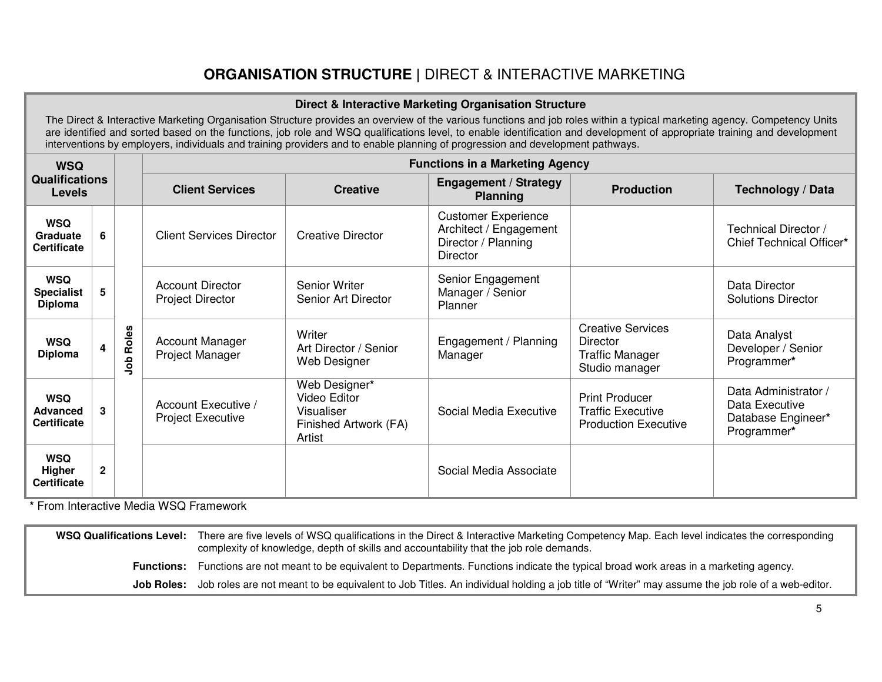# ORGANISATION STRUCTURE | DIRECT & INTERACTIVE MARKETING

**Direct & Interactive Marketing Organisation Structure**

The Direct & Interactive Marketing Organisation Structure provides an overview of the various functions and job roles within a typical marketing agency. Competency Units are identified and sorted based on the functions, job role and WSQ qualifications level, to enable identification and development of appropriate training and development interventions by employers, individuals and training providers and to enable planning of progression and development pathways.

| WSQ Qualifications Levels | | | Functions in a Marketing Agency | | | | |
|---|---|---|---|---|---|---|---|
| | | | Client Services | Creative | Engagement / Strategy Planning | Production | Technology / Data |
| WSQ Graduate Certificate | 6 | Job Roles | Client Services Director | Creative Director | Customer Experience Architect / Engagement Director / Planning Director | | Technical Director / Chief Technical Officer* |
| WSQ Specialist Diploma | 5 | | Account Director<br>Project Director | Senior Writer<br>Senior Art Director | Senior Engagement Manager / Senior Planner | | Data Director<br>Solutions Director |
| WSQ Diploma | 4 | | Account Manager<br>Project Manager | Writer<br>Art Director / Senior Web Designer | Engagement / Planning Manager | Creative Services Director<br>Traffic Manager<br>Studio manager | Data Analyst<br>Developer / Senior Programmer* |
| WSQ Advanced Certificate | 3 | | Account Executive / Project Executive | Web Designer*<br>Video Editor<br>Visualiser<br>Finished Artwork (FA) Artist | Social Media Executive | Print Producer<br>Traffic Executive<br>Production Executive | Data Administrator / Data Executive<br>Database Engineer*<br>Programmer* |
| WSQ Higher Certificate | 2 | | | | Social Media Associate | | |

**\*** From Interactive Media WSQ Framework

**WSQ Qualifications Level:** There are five levels of WSQ qualifications in the Direct & Interactive Marketing Competency Map. Each level indicates the corresponding complexity of knowledge, depth of skills and accountability that the job role demands.

**Functions:** Functions are not meant to be equivalent to Departments. Functions indicate the typical broad work areas in a marketing agency.

**Job Roles:** Job roles are not meant to be equivalent to Job Titles. An individual holding a job title of "Writer" may assume the job role of a web-editor.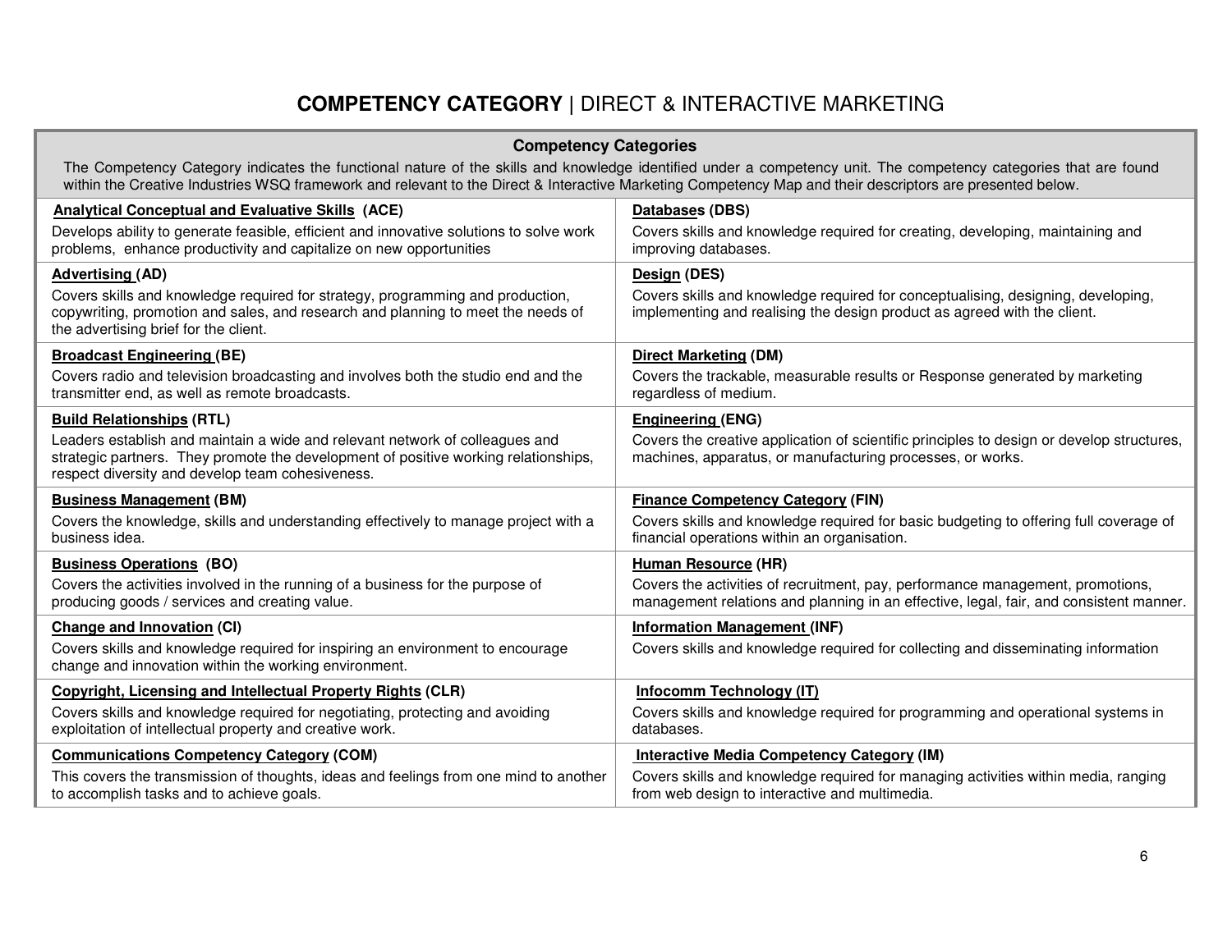# **COMPETENCY CATEGORY** | DIRECT & INTERACTIVE MARKETING

| **Competency Categories** | |
|---|---|
| The Competency Category indicates the functional nature of the skills and knowledge identified under a competency unit. The competency categories that are found within the Creative Industries WSQ framework and relevant to the Direct & Interactive Marketing Competency Map and their descriptors are presented below. | |
| **Analytical Conceptual and Evaluative Skills (ACE)**<br>Develops ability to generate feasible, efficient and innovative solutions to solve work problems, enhance productivity and capitalize on new opportunities | **Databases (DBS)**<br>Covers skills and knowledge required for creating, developing, maintaining and improving databases. |
| **Advertising (AD)**<br>Covers skills and knowledge required for strategy, programming and production, copywriting, promotion and sales, and research and planning to meet the needs of the advertising brief for the client. | **Design (DES)**<br>Covers skills and knowledge required for conceptualising, designing, developing, implementing and realising the design product as agreed with the client. |
| **Broadcast Engineering (BE)**<br>Covers radio and television broadcasting and involves both the studio end and the transmitter end, as well as remote broadcasts. | **Direct Marketing (DM)**<br>Covers the trackable, measurable results or Response generated by marketing regardless of medium. |
| **Build Relationships (RTL)**<br>Leaders establish and maintain a wide and relevant network of colleagues and strategic partners. They promote the development of positive working relationships, respect diversity and develop team cohesiveness. | **Engineering (ENG)**<br>Covers the creative application of scientific principles to design or develop structures, machines, apparatus, or manufacturing processes, or works. |
| **Business Management (BM)**<br>Covers the knowledge, skills and understanding effectively to manage project with a business idea. | **Finance Competency Category (FIN)**<br>Covers skills and knowledge required for basic budgeting to offering full coverage of financial operations within an organisation. |
| **Business Operations (BO)**<br>Covers the activities involved in the running of a business for the purpose of producing goods / services and creating value. | **Human Resource (HR)**<br>Covers the activities of recruitment, pay, performance management, promotions, management relations and planning in an effective, legal, fair, and consistent manner. |
| **Change and Innovation (CI)**<br>Covers skills and knowledge required for inspiring an environment to encourage change and innovation within the working environment. | **Information Management (INF)**<br>Covers skills and knowledge required for collecting and disseminating information |
| **Copyright, Licensing and Intellectual Property Rights (CLR)**<br>Covers skills and knowledge required for negotiating, protecting and avoiding exploitation of intellectual property and creative work. | **Infocomm Technology (IT)**<br>Covers skills and knowledge required for programming and operational systems in databases. |
| **Communications Competency Category (COM)**<br>This covers the transmission of thoughts, ideas and feelings from one mind to another to accomplish tasks and to achieve goals. | **Interactive Media Competency Category (IM)**<br>Covers skills and knowledge required for managing activities within media, ranging from web design to interactive and multimedia. |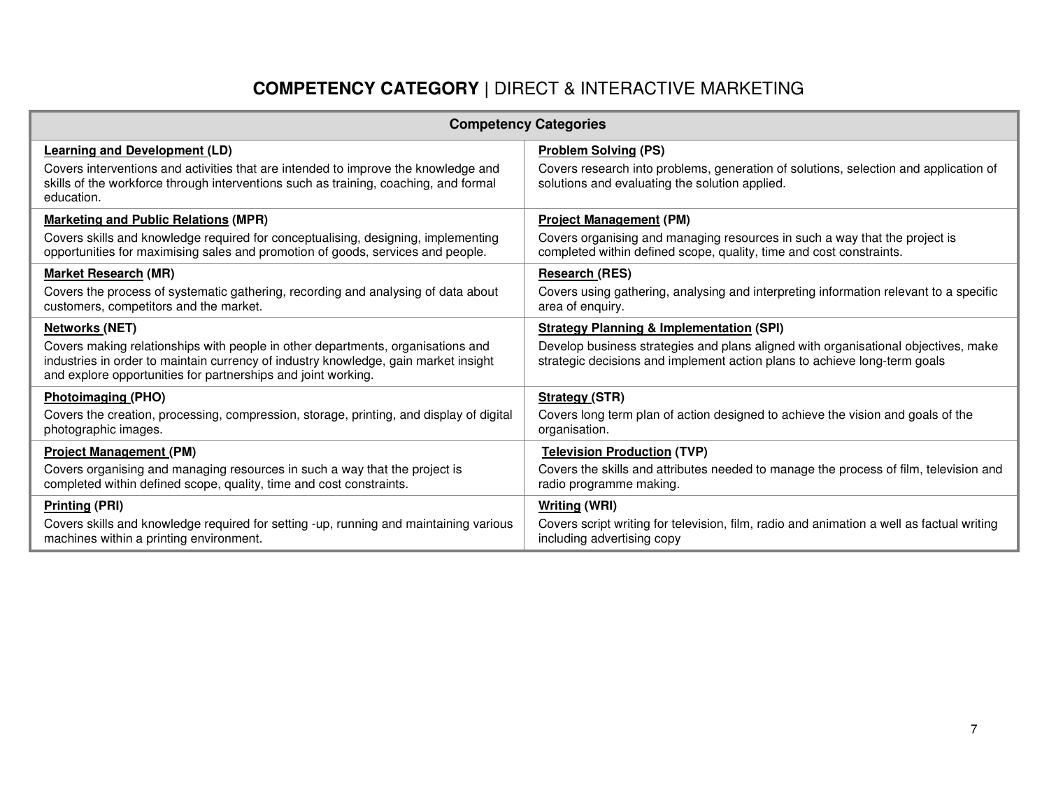# **COMPETENCY CATEGORY** | DIRECT & INTERACTIVE MARKETING

| **Competency Categories** | |
|---|---|
| **Learning and Development (LD)**<br>Covers interventions and activities that are intended to improve the knowledge and skills of the workforce through interventions such as training, coaching, and formal education. | **Problem Solving (PS)**<br>Covers research into problems, generation of solutions, selection and application of solutions and evaluating the solution applied. |
| **Marketing and Public Relations (MPR)**<br>Covers skills and knowledge required for conceptualising, designing, implementing opportunities for maximising sales and promotion of goods, services and people. | **Project Management (PM)**<br>Covers organising and managing resources in such a way that the project is completed within defined scope, quality, time and cost constraints. |
| **Market Research (MR)**<br>Covers the process of systematic gathering, recording and analysing of data about customers, competitors and the market. | **Research (RES)**<br>Covers using gathering, analysing and interpreting information relevant to a specific area of enquiry. |
| **Networks (NET)**<br>Covers making relationships with people in other departments, organisations and industries in order to maintain currency of industry knowledge, gain market insight and explore opportunities for partnerships and joint working. | **Strategy Planning & Implementation (SPI)**<br>Develop business strategies and plans aligned with organisational objectives, make strategic decisions and implement action plans to achieve long-term goals |
| **Photoimaging (PHO)**<br>Covers the creation, processing, compression, storage, printing, and display of digital photographic images. | **Strategy (STR)**<br>Covers long term plan of action designed to achieve the vision and goals of the organisation. |
| **Project Management (PM)**<br>Covers organising and managing resources in such a way that the project is completed within defined scope, quality, time and cost constraints. | **Television Production (TVP)**<br>Covers the skills and attributes needed to manage the process of film, television and radio programme making. |
| **Printing (PRI)**<br>Covers skills and knowledge required for setting -up, running and maintaining various machines within a printing environment. | **Writing (WRI)**<br>Covers script writing for television, film, radio and animation a well as factual writing including advertising copy |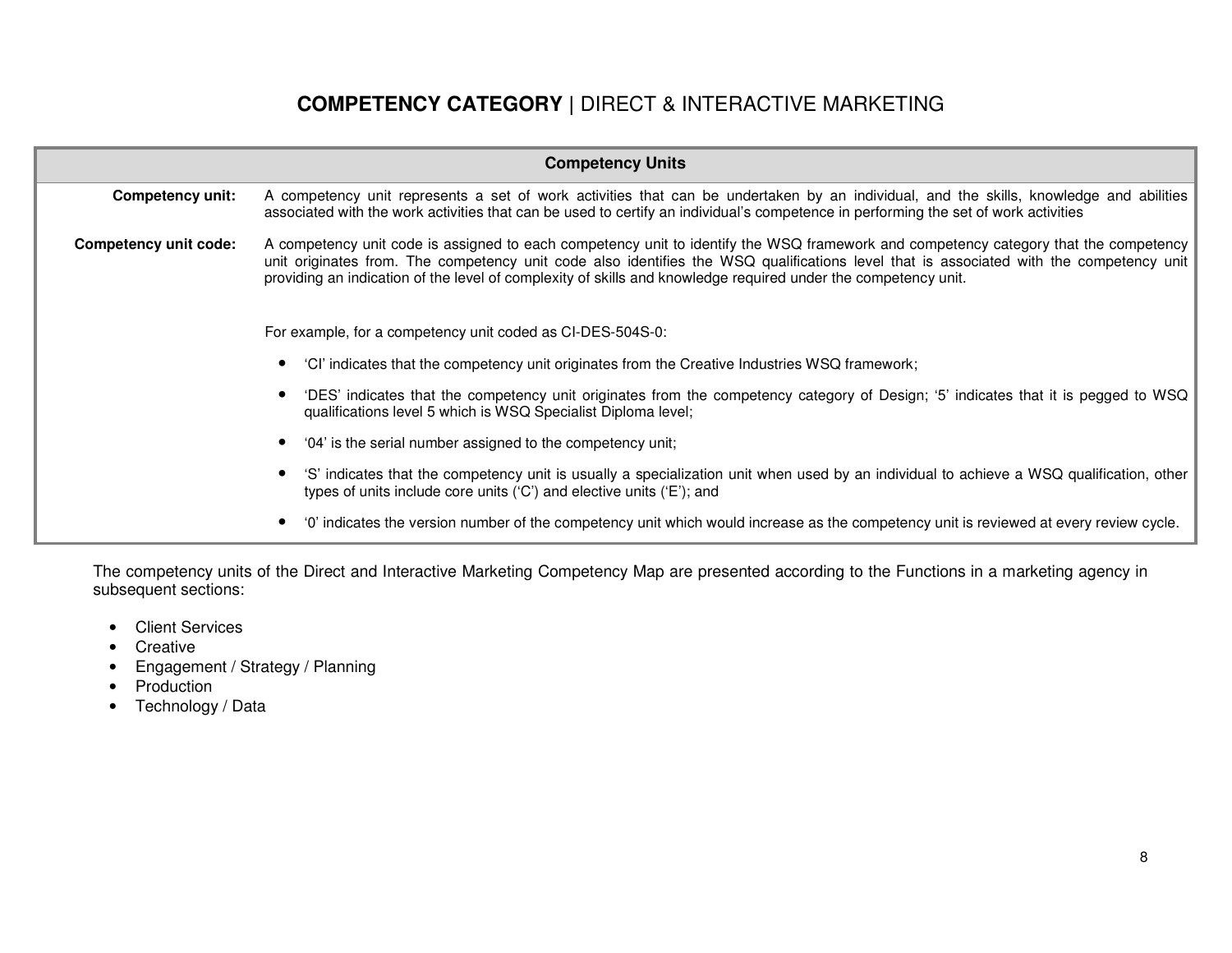# **COMPETENCY CATEGORY** | DIRECT & INTERACTIVE MARKETING

| Competency Units | |
|---|---|
| **Competency unit:** | A competency unit represents a set of work activities that can be undertaken by an individual, and the skills, knowledge and abilities associated with the work activities that can be used to certify an individual's competence in performing the set of work activities |
| **Competency unit code:** | A competency unit code is assigned to each competency unit to identify the WSQ framework and competency category that the competency unit originates from. The competency unit code also identifies the WSQ qualifications level that is associated with the competency unit providing an indication of the level of complexity of skills and knowledge required under the competency unit.<br><br>For example, for a competency unit coded as CI-DES-504S-0:<br>• 'CI' indicates that the competency unit originates from the Creative Industries WSQ framework;<br>• 'DES' indicates that the competency unit originates from the competency category of Design; '5' indicates that it is pegged to WSQ qualifications level 5 which is WSQ Specialist Diploma level;<br>• '04' is the serial number assigned to the competency unit;<br>• 'S' indicates that the competency unit is usually a specialization unit when used by an individual to achieve a WSQ qualification, other types of units include core units ('C') and elective units ('E'); and<br>• '0' indicates the version number of the competency unit which would increase as the competency unit is reviewed at every review cycle. |

The competency units of the Direct and Interactive Marketing Competency Map are presented according to the Functions in a marketing agency in subsequent sections:

- Client Services
- Creative
- Engagement / Strategy / Planning
- Production
- Technology / Data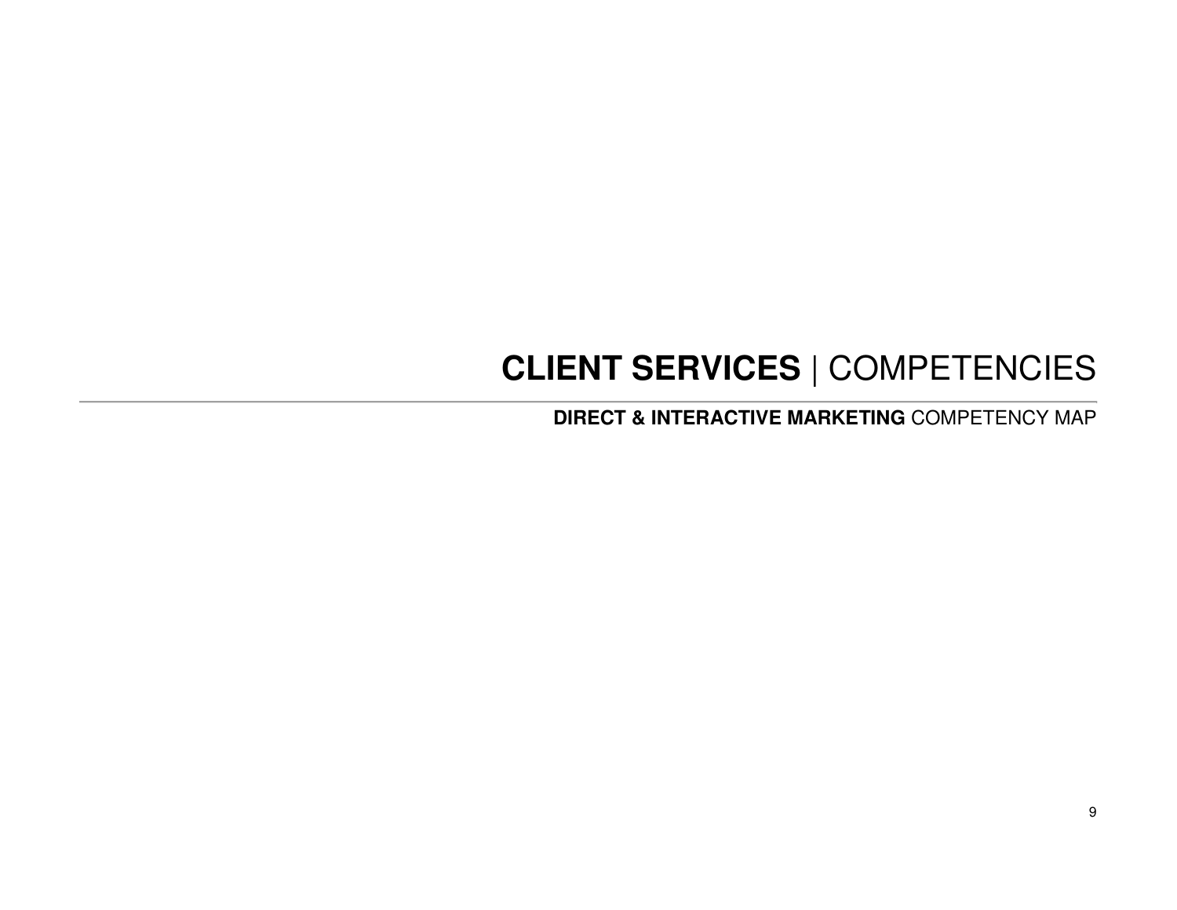# **CLIENT SERVICES** | COMPETENCIES

## **DIRECT & INTERACTIVE MARKETING** COMPETENCY MAP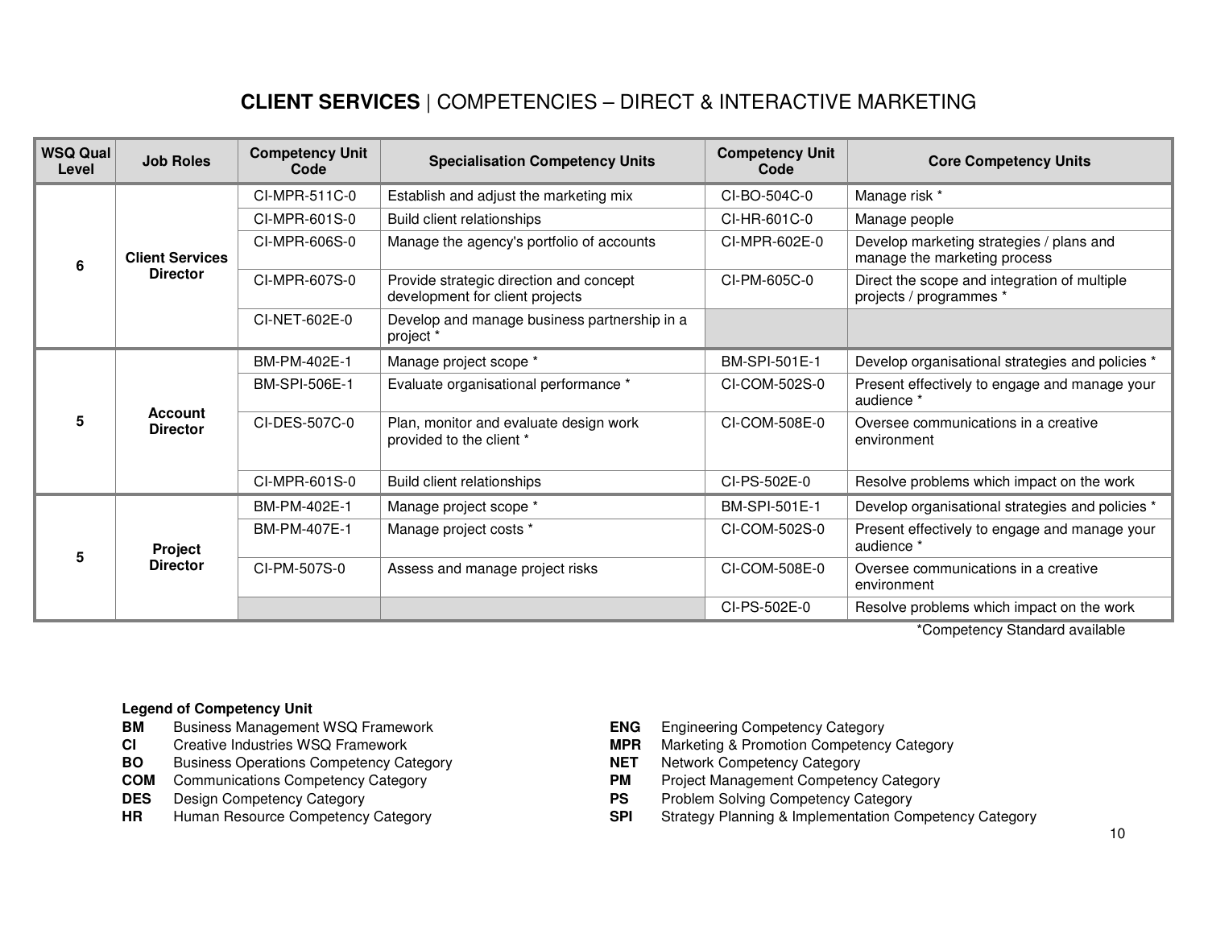# **CLIENT SERVICES** | COMPETENCIES – DIRECT & INTERACTIVE MARKETING

| WSQ Qual Level | Job Roles | Competency Unit Code | Specialisation Competency Units | Competency Unit Code | Core Competency Units |
|---|---|---|---|---|---|
| 6 | Client Services Director | CI-MPR-511C-0 | Establish and adjust the marketing mix | CI-BO-504C-0 | Manage risk * |
| | | CI-MPR-601S-0 | Build client relationships | CI-HR-601C-0 | Manage people |
| | | CI-MPR-606S-0 | Manage the agency's portfolio of accounts | CI-MPR-602E-0 | Develop marketing strategies / plans and manage the marketing process |
| | | CI-MPR-607S-0 | Provide strategic direction and concept development for client projects | CI-PM-605C-0 | Direct the scope and integration of multiple projects / programmes * |
| | | CI-NET-602E-0 | Develop and manage business partnership in a project * | | |
| 5 | Account Director | BM-PM-402E-1 | Manage project scope * | BM-SPI-501E-1 | Develop organisational strategies and policies * |
| | | BM-SPI-506E-1 | Evaluate organisational performance * | CI-COM-502S-0 | Present effectively to engage and manage your audience * |
| | | CI-DES-507C-0 | Plan, monitor and evaluate design work provided to the client * | CI-COM-508E-0 | Oversee communications in a creative environment |
| | | CI-MPR-601S-0 | Build client relationships | CI-PS-502E-0 | Resolve problems which impact on the work |
| 5 | Project Director | BM-PM-402E-1 | Manage project scope * | BM-SPI-501E-1 | Develop organisational strategies and policies * |
| | | BM-PM-407E-1 | Manage project costs * | CI-COM-502S-0 | Present effectively to engage and manage your audience * |
| | | CI-PM-507S-0 | Assess and manage project risks | CI-COM-508E-0 | Oversee communications in a creative environment |
| | | | | CI-PS-502E-0 | Resolve problems which impact on the work |

*Competency Standard available

**Legend of Competency Unit**

- **BM** Business Management WSQ Framework
- **CI** Creative Industries WSQ Framework
- **BO** Business Operations Competency Category
- **COM** Communications Competency Category
- **DES** Design Competency Category
- **HR** Human Resource Competency Category
- **ENG** Engineering Competency Category
- **MPR** Marketing & Promotion Competency Category
- **NET** Network Competency Category
- **PM** Project Management Competency Category
- **PS** Problem Solving Competency Category
- **SPI** Strategy Planning & Implementation Competency Category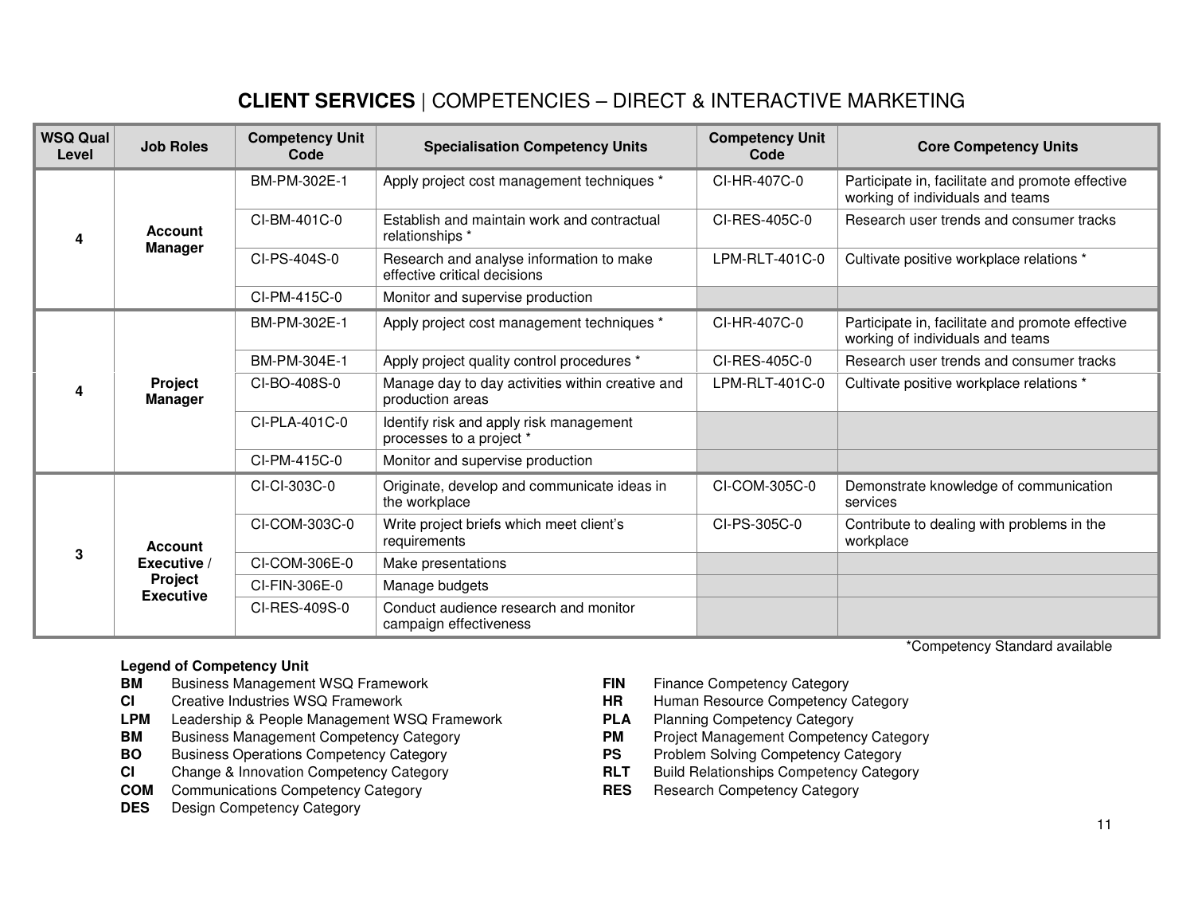# **CLIENT SERVICES** | COMPETENCIES – DIRECT & INTERACTIVE MARKETING

| WSQ Qual Level | Job Roles | Competency Unit Code | Specialisation Competency Units | Competency Unit Code | Core Competency Units |
|---|---|---|---|---|---|
| 4 | **Account Manager** | BM-PM-302E-1 | Apply project cost management techniques * | CI-HR-407C-0 | Participate in, facilitate and promote effective working of individuals and teams |
| | | CI-BM-401C-0 | Establish and maintain work and contractual relationships * | CI-RES-405C-0 | Research user trends and consumer tracks |
| | | CI-PS-404S-0 | Research and analyse information to make effective critical decisions | LPM-RLT-401C-0 | Cultivate positive workplace relations * |
| | | CI-PM-415C-0 | Monitor and supervise production | | |
| 4 | **Project Manager** | BM-PM-302E-1 | Apply project cost management techniques * | CI-HR-407C-0 | Participate in, facilitate and promote effective working of individuals and teams |
| | | BM-PM-304E-1 | Apply project quality control procedures * | CI-RES-405C-0 | Research user trends and consumer tracks |
| | | CI-BO-408S-0 | Manage day to day activities within creative and production areas | LPM-RLT-401C-0 | Cultivate positive workplace relations * |
| | | CI-PLA-401C-0 | Identify risk and apply risk management processes to a project * | | |
| | | CI-PM-415C-0 | Monitor and supervise production | | |
| 3 | **Account Executive** / **Project Executive** | CI-CI-303C-0 | Originate, develop and communicate ideas in the workplace | CI-COM-305C-0 | Demonstrate knowledge of communication services |
| | | CI-COM-303C-0 | Write project briefs which meet client's requirements | CI-PS-305C-0 | Contribute to dealing with problems in the workplace |
| | | CI-COM-306E-0 | Make presentations | | |
| | | CI-FIN-306E-0 | Manage budgets | | |
| | | CI-RES-409S-0 | Conduct audience research and monitor campaign effectiveness | | |

*Competency Standard available

**Legend of Competency Unit**

| | | | |
|---|---|---|---|
| **BM** | Business Management WSQ Framework | **FIN** | Finance Competency Category |
| **CI** | Creative Industries WSQ Framework | **HR** | Human Resource Competency Category |
| **LPM** | Leadership & People Management WSQ Framework | **PLA** | Planning Competency Category |
| **BM** | Business Management Competency Category | **PM** | Project Management Competency Category |
| **BO** | Business Operations Competency Category | **PS** | Problem Solving Competency Category |
| **CI** | Change & Innovation Competency Category | **RLT** | Build Relationships Competency Category |
| **COM** | Communications Competency Category | **RES** | Research Competency Category |
| **DES** | Design Competency Category | | |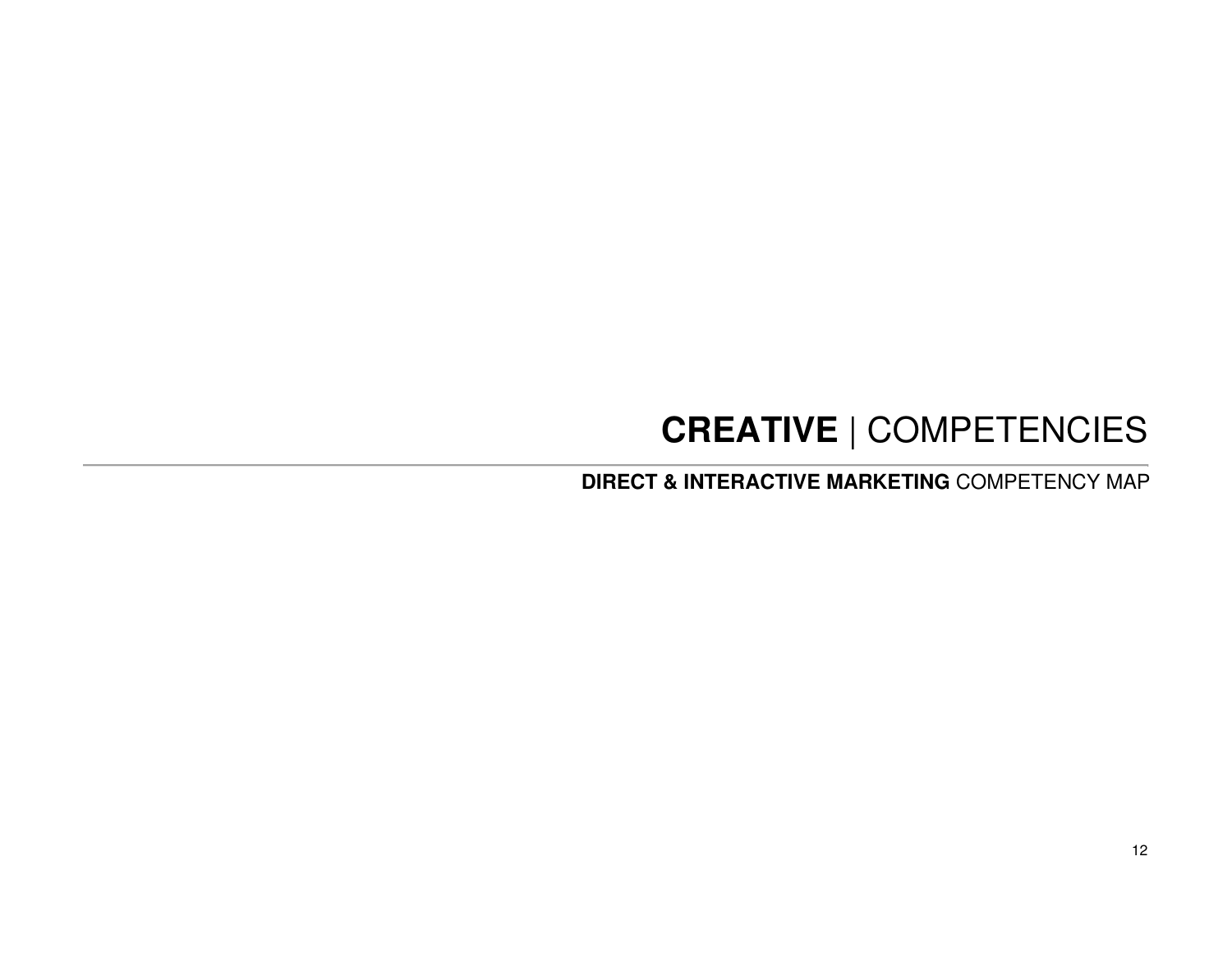# **CREATIVE** | COMPETENCIES

## **DIRECT & INTERACTIVE MARKETING** COMPETENCY MAP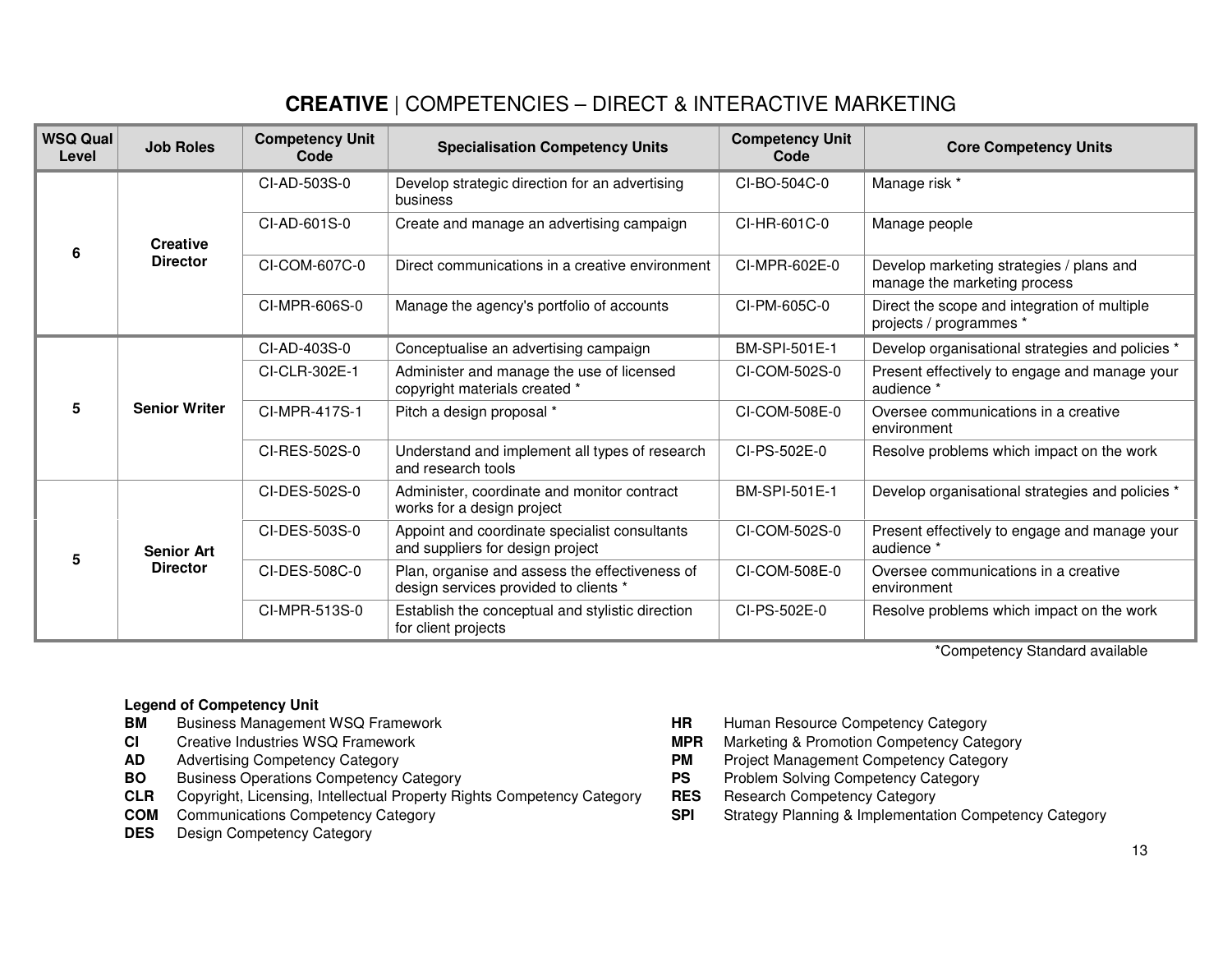# **CREATIVE** | COMPETENCIES – DIRECT & INTERACTIVE MARKETING

| WSQ Qual Level | Job Roles | Competency Unit Code | Specialisation Competency Units | Competency Unit Code | Core Competency Units |
|---|---|---|---|---|---|
| 6 | Creative Director | CI-AD-503S-0 | Develop strategic direction for an advertising business | CI-BO-504C-0 | Manage risk * |
| | | CI-AD-601S-0 | Create and manage an advertising campaign | CI-HR-601C-0 | Manage people |
| | | CI-COM-607C-0 | Direct communications in a creative environment | CI-MPR-602E-0 | Develop marketing strategies / plans and manage the marketing process |
| | | CI-MPR-606S-0 | Manage the agency's portfolio of accounts | CI-PM-605C-0 | Direct the scope and integration of multiple projects / programmes * |
| 5 | Senior Writer | CI-AD-403S-0 | Conceptualise an advertising campaign | BM-SPI-501E-1 | Develop organisational strategies and policies * |
| | | CI-CLR-302E-1 | Administer and manage the use of licensed copyright materials created * | CI-COM-502S-0 | Present effectively to engage and manage your audience * |
| | | CI-MPR-417S-1 | Pitch a design proposal * | CI-COM-508E-0 | Oversee communications in a creative environment |
| | | CI-RES-502S-0 | Understand and implement all types of research and research tools | CI-PS-502E-0 | Resolve problems which impact on the work |
| 5 | Senior Art Director | CI-DES-502S-0 | Administer, coordinate and monitor contract works for a design project | BM-SPI-501E-1 | Develop organisational strategies and policies * |
| | | CI-DES-503S-0 | Appoint and coordinate specialist consultants and suppliers for design project | CI-COM-502S-0 | Present effectively to engage and manage your audience * |
| | | CI-DES-508C-0 | Plan, organise and assess the effectiveness of design services provided to clients * | CI-COM-508E-0 | Oversee communications in a creative environment |
| | | CI-MPR-513S-0 | Establish the conceptual and stylistic direction for client projects | CI-PS-502E-0 | Resolve problems which impact on the work |

*Competency Standard available

**Legend of Competency Unit**

- **BM** Business Management WSQ Framework
- **CI** Creative Industries WSQ Framework
- **AD** Advertising Competency Category
- **BO** Business Operations Competency Category
- **CLR** Copyright, Licensing, Intellectual Property Rights Competency Category
- **COM** Communications Competency Category
- **DES** Design Competency Category
- **HR** Human Resource Competency Category
- **MPR** Marketing & Promotion Competency Category
- **PM** Project Management Competency Category
- **PS** Problem Solving Competency Category
- **RES** Research Competency Category
- **SPI** Strategy Planning & Implementation Competency Category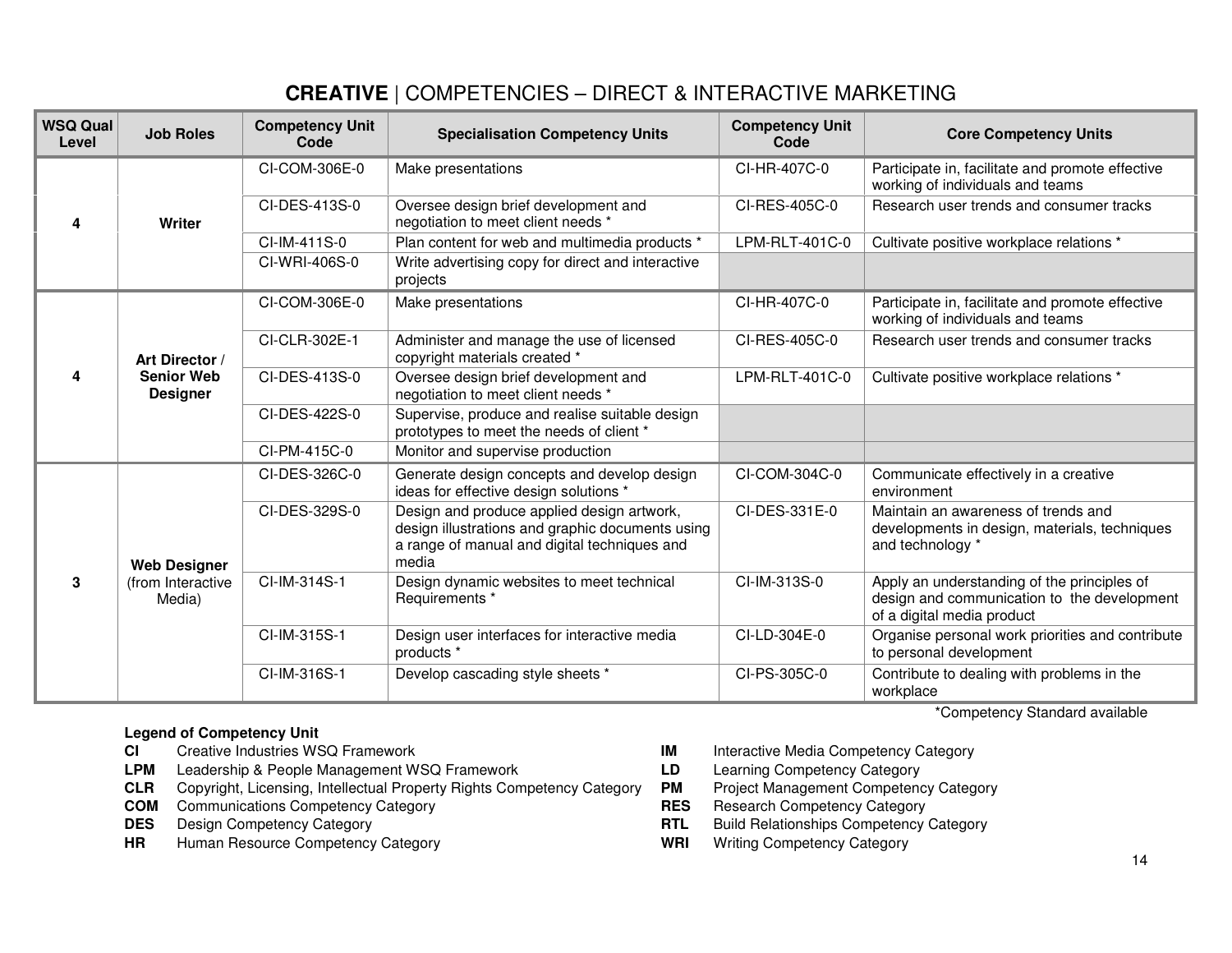# **CREATIVE** | COMPETENCIES – DIRECT & INTERACTIVE MARKETING

| WSQ Qual Level | Job Roles | Competency Unit Code | Specialisation Competency Units | Competency Unit Code | Core Competency Units |
|---|---|---|---|---|---|
| 4 | **Writer** | CI-COM-306E-0 | Make presentations | CI-HR-407C-0 | Participate in, facilitate and promote effective working of individuals and teams |
| | | CI-DES-413S-0 | Oversee design brief development and negotiation to meet client needs * | CI-RES-405C-0 | Research user trends and consumer tracks |
| | | CI-IM-411S-0 | Plan content for web and multimedia products * | LPM-RLT-401C-0 | Cultivate positive workplace relations * |
| | | CI-WRI-406S-0 | Write advertising copy for direct and interactive projects | | |
| 4 | **Art Director / Senior Web Designer** | CI-COM-306E-0 | Make presentations | CI-HR-407C-0 | Participate in, facilitate and promote effective working of individuals and teams |
| | | CI-CLR-302E-1 | Administer and manage the use of licensed copyright materials created * | CI-RES-405C-0 | Research user trends and consumer tracks |
| | | CI-DES-413S-0 | Oversee design brief development and negotiation to meet client needs * | LPM-RLT-401C-0 | Cultivate positive workplace relations * |
| | | CI-DES-422S-0 | Supervise, produce and realise suitable design prototypes to meet the needs of client * | | |
| | | CI-PM-415C-0 | Monitor and supervise production | | |
| 3 | **Web Designer** (from Interactive Media) | CI-DES-326C-0 | Generate design concepts and develop design ideas for effective design solutions * | CI-COM-304C-0 | Communicate effectively in a creative environment |
| | | CI-DES-329S-0 | Design and produce applied design artwork, design illustrations and graphic documents using a range of manual and digital techniques and media | CI-DES-331E-0 | Maintain an awareness of trends and developments in design, materials, techniques and technology * |
| | | CI-IM-314S-1 | Design dynamic websites to meet technical Requirements * | CI-IM-313S-0 | Apply an understanding of the principles of design and communication to the development of a digital media product |
| | | CI-IM-315S-1 | Design user interfaces for interactive media products * | CI-LD-304E-0 | Organise personal work priorities and contribute to personal development |
| | | CI-IM-316S-1 | Develop cascading style sheets * | CI-PS-305C-0 | Contribute to dealing with problems in the workplace |

*Competency Standard available

**Legend of Competency Unit**

| | |
|---|---|
| **CI** | Creative Industries WSQ Framework |
| **LPM** | Leadership & People Management WSQ Framework |
| **CLR** | Copyright, Licensing, Intellectual Property Rights Competency Category |
| **COM** | Communications Competency Category |
| **DES** | Design Competency Category |
| **HR** | Human Resource Competency Category |
| **IM** | Interactive Media Competency Category |
| **LD** | Learning Competency Category |
| **PM** | Project Management Competency Category |
| **RES** | Research Competency Category |
| **RTL** | Build Relationships Competency Category |
| **WRI** | Writing Competency Category |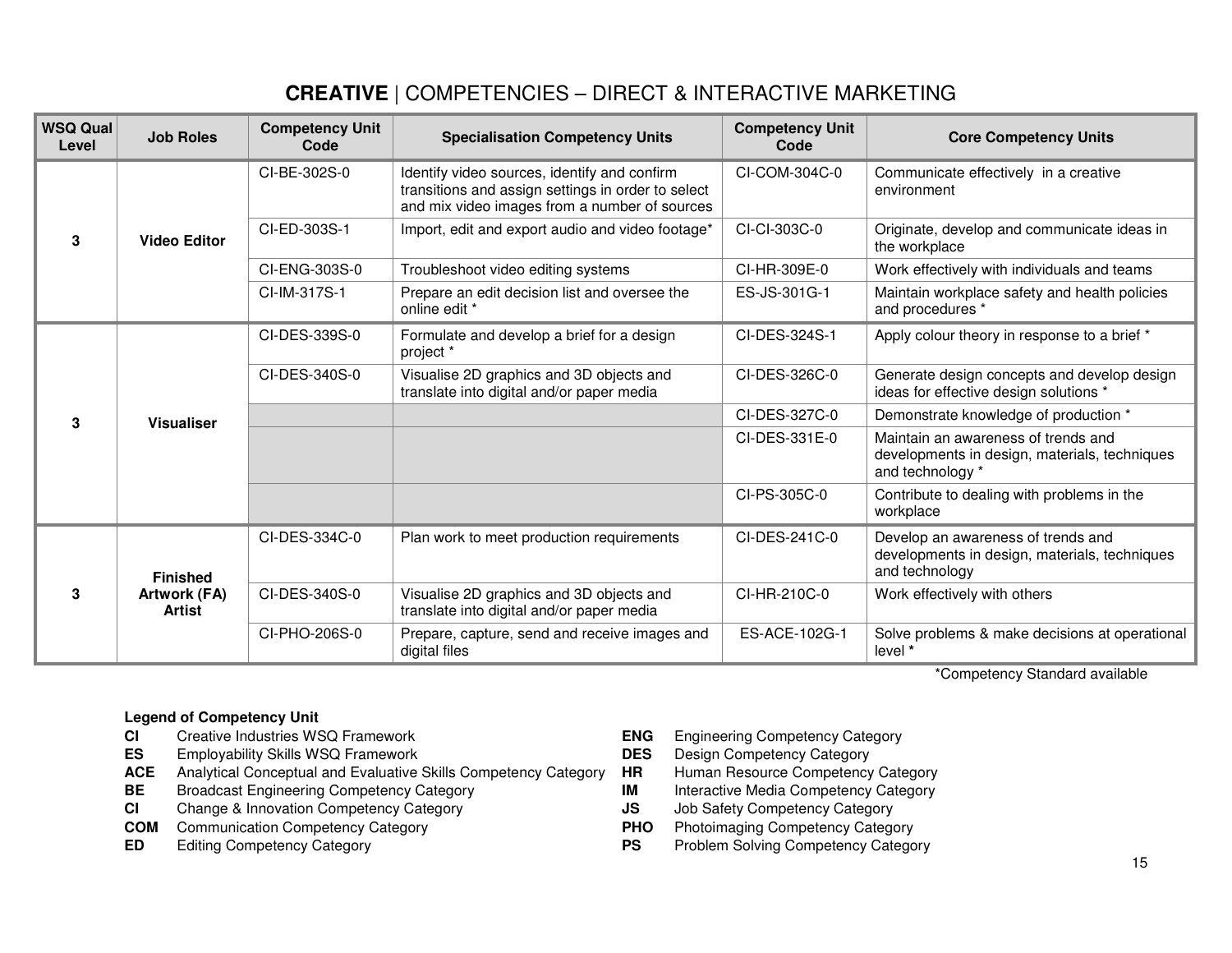# **CREATIVE** | COMPETENCIES – DIRECT & INTERACTIVE MARKETING

| WSQ Qual Level | Job Roles | Competency Unit Code | Specialisation Competency Units | Competency Unit Code | Core Competency Units |
|---|---|---|---|---|---|
| 3 | **Video Editor** | CI-BE-302S-0 | Identify video sources, identify and confirm transitions and assign settings in order to select and mix video images from a number of sources | CI-COM-304C-0 | Communicate effectively in a creative environment |
| | | CI-ED-303S-1 | Import, edit and export audio and video footage* | CI-CI-303C-0 | Originate, develop and communicate ideas in the workplace |
| | | CI-ENG-303S-0 | Troubleshoot video editing systems | CI-HR-309E-0 | Work effectively with individuals and teams |
| | | CI-IM-317S-1 | Prepare an edit decision list and oversee the online edit * | ES-JS-301G-1 | Maintain workplace safety and health policies and procedures * |
| 3 | **Visualiser** | CI-DES-339S-0 | Formulate and develop a brief for a design project * | CI-DES-324S-1 | Apply colour theory in response to a brief * |
| | | CI-DES-340S-0 | Visualise 2D graphics and 3D objects and translate into digital and/or paper media | CI-DES-326C-0 | Generate design concepts and develop design ideas for effective design solutions * |
| | | | | CI-DES-327C-0 | Demonstrate knowledge of production * |
| | | | | CI-DES-331E-0 | Maintain an awareness of trends and developments in design, materials, techniques and technology * |
| | | | | CI-PS-305C-0 | Contribute to dealing with problems in the workplace |
| 3 | **Finished Artwork (FA) Artist** | CI-DES-334C-0 | Plan work to meet production requirements | CI-DES-241C-0 | Develop an awareness of trends and developments in design, materials, techniques and technology |
| | | CI-DES-340S-0 | Visualise 2D graphics and 3D objects and translate into digital and/or paper media | CI-HR-210C-0 | Work effectively with others |
| | | CI-PHO-206S-0 | Prepare, capture, send and receive images and digital files | ES-ACE-102G-1 | Solve problems & make decisions at operational level * |

*Competency Standard available

**Legend of Competency Unit**

| | | | |
|---|---|---|---|
| **CI** | Creative Industries WSQ Framework | **ENG** | Engineering Competency Category |
| **ES** | Employability Skills WSQ Framework | **DES** | Design Competency Category |
| **ACE** | Analytical Conceptual and Evaluative Skills Competency Category | **HR** | Human Resource Competency Category |
| **BE** | Broadcast Engineering Competency Category | **IM** | Interactive Media Competency Category |
| **CI** | Change & Innovation Competency Category | **JS** | Job Safety Competency Category |
| **COM** | Communication Competency Category | **PHO** | Photoimaging Competency Category |
| **ED** | Editing Competency Category | **PS** | Problem Solving Competency Category |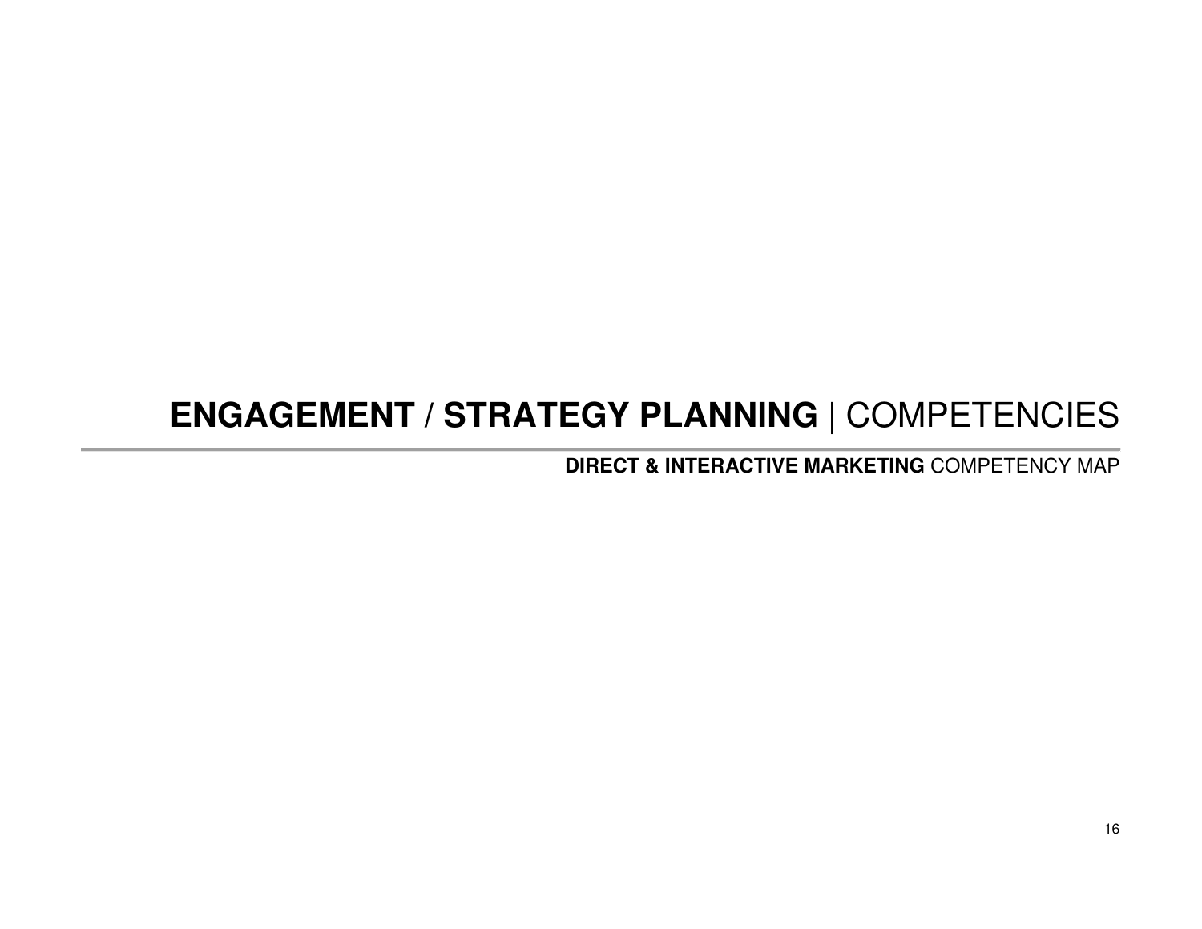# **ENGAGEMENT / STRATEGY PLANNING** | COMPETENCIES

**DIRECT & INTERACTIVE MARKETING** COMPETENCY MAP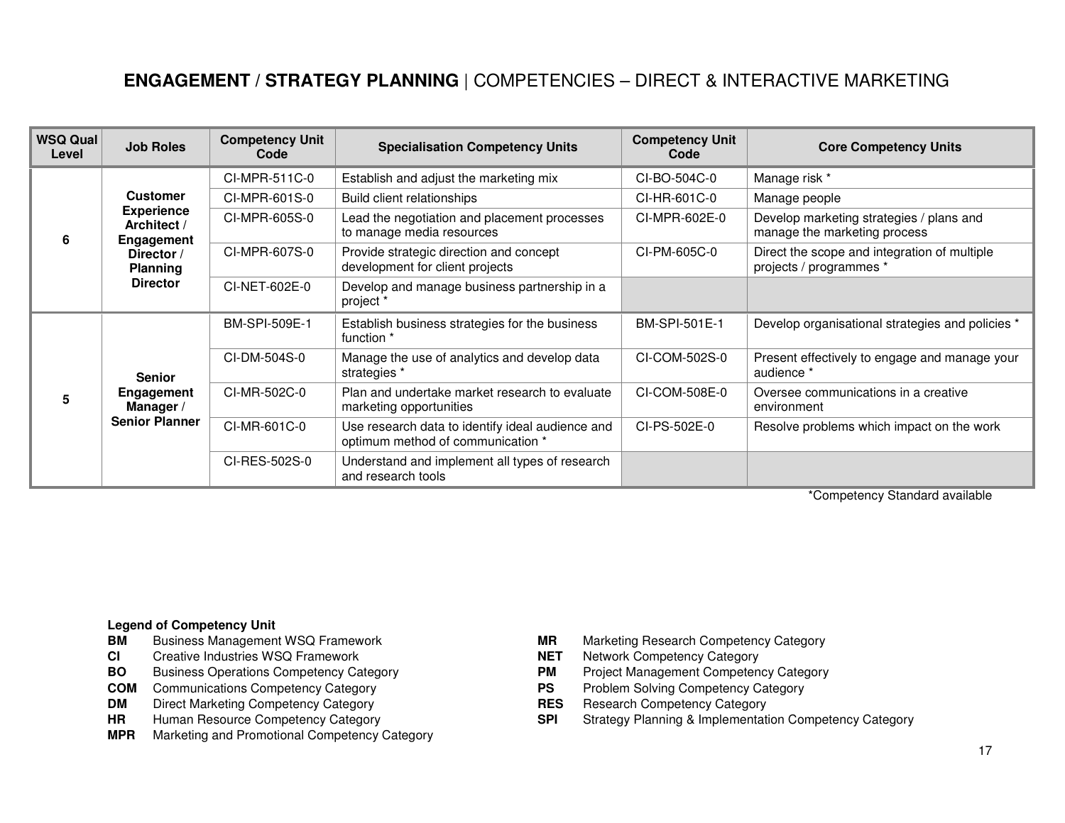## **ENGAGEMENT / STRATEGY PLANNING** | COMPETENCIES – DIRECT & INTERACTIVE MARKETING

| WSQ Qual Level | Job Roles | Competency Unit Code | Specialisation Competency Units | Competency Unit Code | Core Competency Units |
|---|---|---|---|---|---|
| 6 | **Customer Experience Architect / Engagement Director / Planning Director** | CI-MPR-511C-0 | Establish and adjust the marketing mix | CI-BO-504C-0 | Manage risk * |
| | | CI-MPR-601S-0 | Build client relationships | CI-HR-601C-0 | Manage people |
| | | CI-MPR-605S-0 | Lead the negotiation and placement processes to manage media resources | CI-MPR-602E-0 | Develop marketing strategies / plans and manage the marketing process |
| | | CI-MPR-607S-0 | Provide strategic direction and concept development for client projects | CI-PM-605C-0 | Direct the scope and integration of multiple projects / programmes * |
| | | CI-NET-602E-0 | Develop and manage business partnership in a project * | | |
| 5 | **Senior Engagement Manager / Senior Planner** | BM-SPI-509E-1 | Establish business strategies for the business function * | BM-SPI-501E-1 | Develop organisational strategies and policies * |
| | | CI-DM-504S-0 | Manage the use of analytics and develop data strategies * | CI-COM-502S-0 | Present effectively to engage and manage your audience * |
| | | CI-MR-502C-0 | Plan and undertake market research to evaluate marketing opportunities | CI-COM-508E-0 | Oversee communications in a creative environment |
| | | CI-MR-601C-0 | Use research data to identify ideal audience and optimum method of communication * | CI-PS-502E-0 | Resolve problems which impact on the work |
| | | CI-RES-502S-0 | Understand and implement all types of research and research tools | | |

*Competency Standard available

**Legend of Competency Unit**

- **BM** Business Management WSQ Framework
- **CI** Creative Industries WSQ Framework
- **BO** Business Operations Competency Category
- **COM** Communications Competency Category
- **DM** Direct Marketing Competency Category
- **HR** Human Resource Competency Category
- **MPR** Marketing and Promotional Competency Category
- **MR** Marketing Research Competency Category
- **NET** Network Competency Category
- **PM** Project Management Competency Category
- **PS** Problem Solving Competency Category
- **RES** Research Competency Category
- **SPI** Strategy Planning & Implementation Competency Category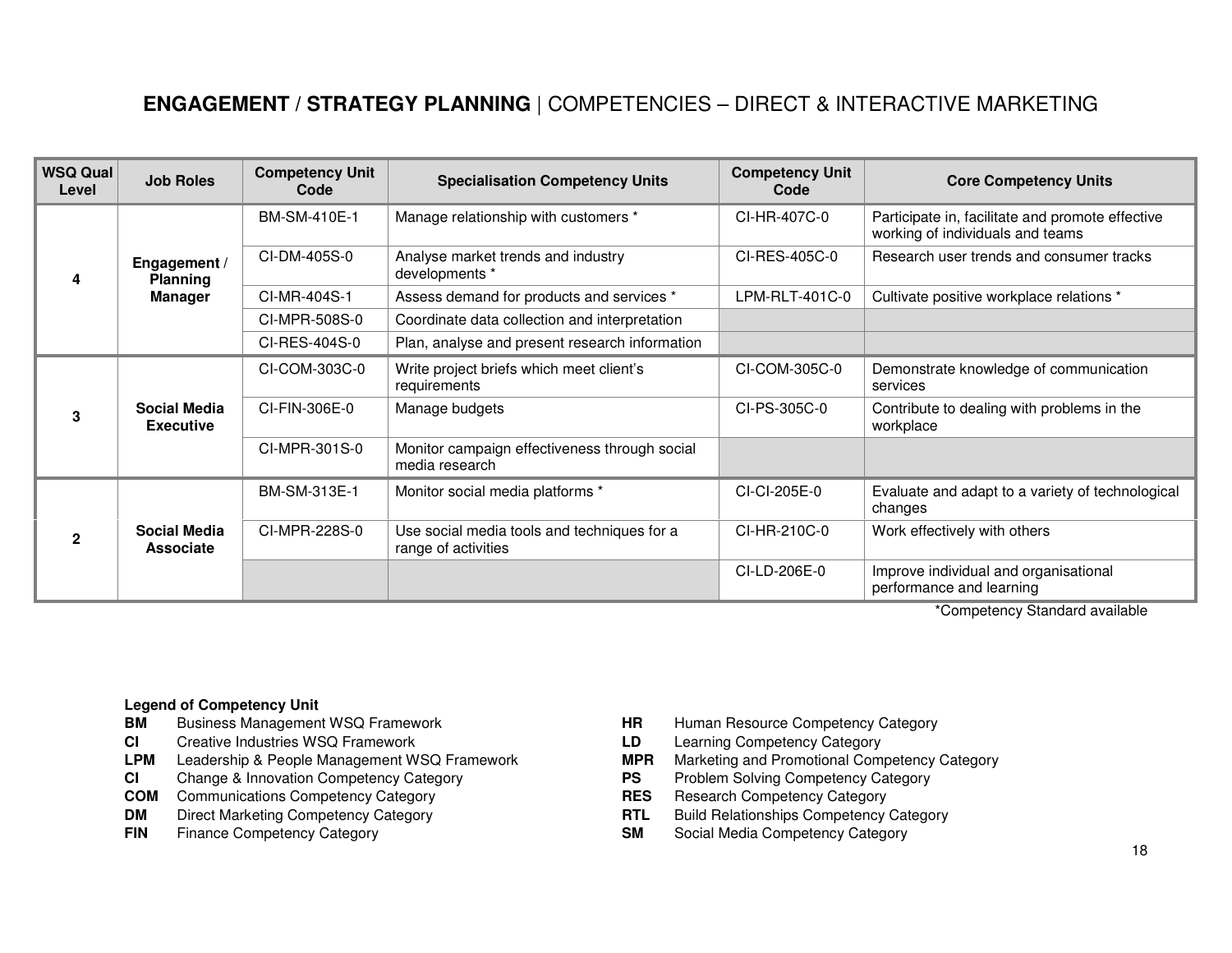# **ENGAGEMENT / STRATEGY PLANNING** | COMPETENCIES – DIRECT & INTERACTIVE MARKETING

| WSQ Qual Level | Job Roles | Competency Unit Code | Specialisation Competency Units | Competency Unit Code | Core Competency Units |
|---|---|---|---|---|---|
| 4 | **Engagement / Planning Manager** | BM-SM-410E-1 | Manage relationship with customers * | CI-HR-407C-0 | Participate in, facilitate and promote effective working of individuals and teams |
| | | CI-DM-405S-0 | Analyse market trends and industry developments * | CI-RES-405C-0 | Research user trends and consumer tracks |
| | | CI-MR-404S-1 | Assess demand for products and services * | LPM-RLT-401C-0 | Cultivate positive workplace relations * |
| | | CI-MPR-508S-0 | Coordinate data collection and interpretation | | |
| | | CI-RES-404S-0 | Plan, analyse and present research information | | |
| 3 | **Social Media Executive** | CI-COM-303C-0 | Write project briefs which meet client's requirements | CI-COM-305C-0 | Demonstrate knowledge of communication services |
| | | CI-FIN-306E-0 | Manage budgets | CI-PS-305C-0 | Contribute to dealing with problems in the workplace |
| | | CI-MPR-301S-0 | Monitor campaign effectiveness through social media research | | |
| 2 | **Social Media Associate** | BM-SM-313E-1 | Monitor social media platforms * | CI-CI-205E-0 | Evaluate and adapt to a variety of technological changes |
| | | CI-MPR-228S-0 | Use social media tools and techniques for a range of activities | CI-HR-210C-0 | Work effectively with others |
| | | | | CI-LD-206E-0 | Improve individual and organisational performance and learning |

*Competency Standard available

**Legend of Competency Unit**

- **BM** Business Management WSQ Framework
- **CI** Creative Industries WSQ Framework
- **LPM** Leadership & People Management WSQ Framework
- **CI** Change & Innovation Competency Category
- **COM** Communications Competency Category
- **DM** Direct Marketing Competency Category
- **FIN** Finance Competency Category
- **HR** Human Resource Competency Category
- **LD** Learning Competency Category
- **MPR** Marketing and Promotional Competency Category
- **PS** Problem Solving Competency Category
- **RES** Research Competency Category
- **RTL** Build Relationships Competency Category
- **SM** Social Media Competency Category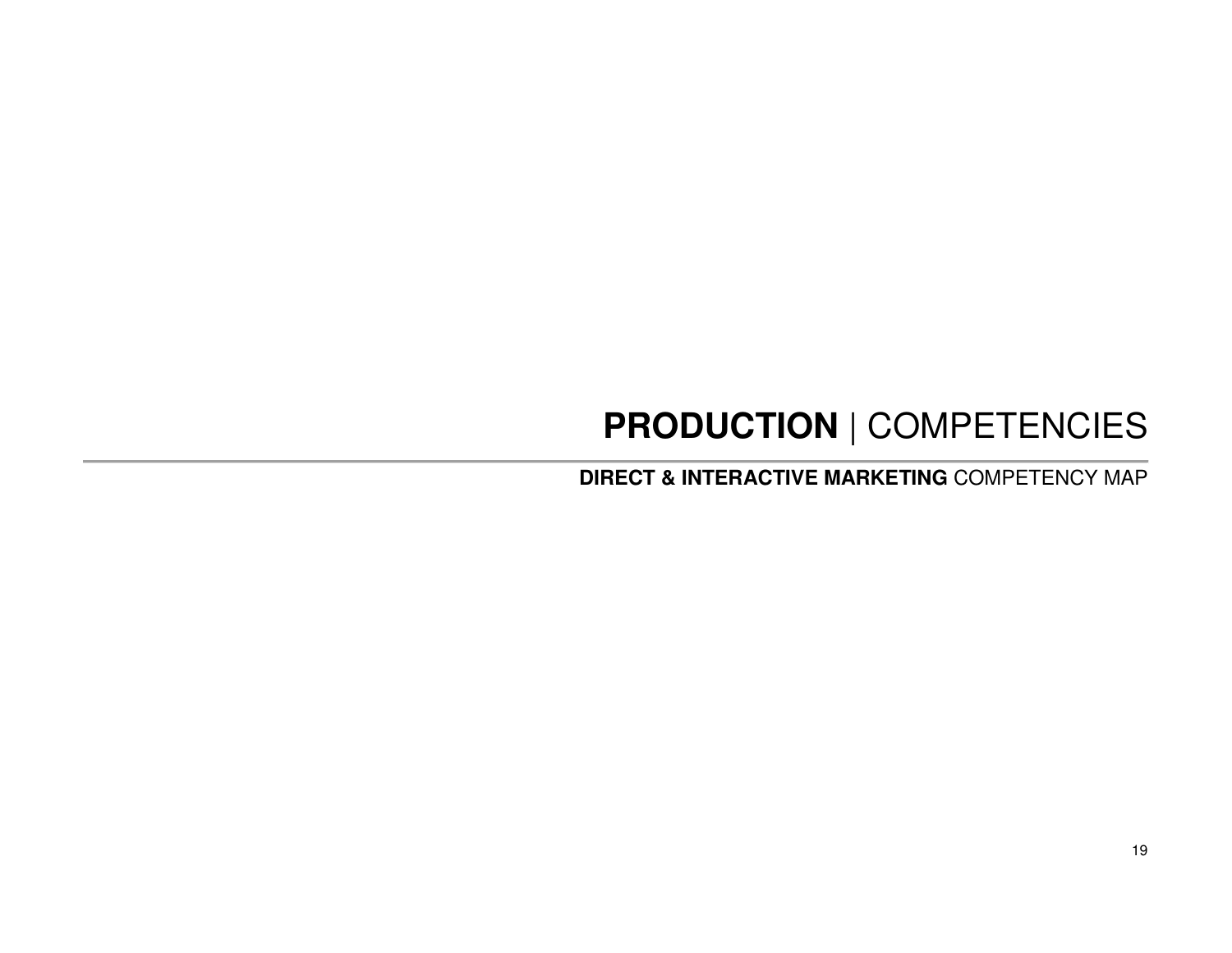# **PRODUCTION** | COMPETENCIES

**DIRECT & INTERACTIVE MARKETING** COMPETENCY MAP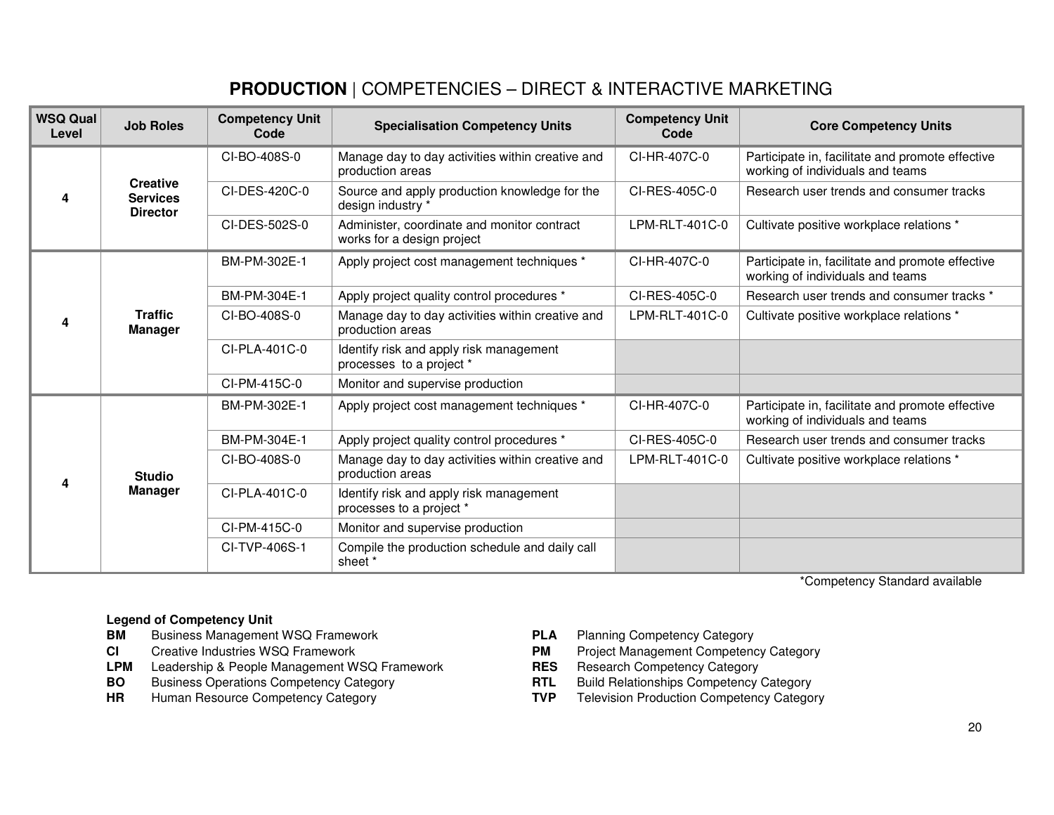# **PRODUCTION** | COMPETENCIES – DIRECT & INTERACTIVE MARKETING

| WSQ Qual Level | Job Roles | Competency Unit Code | Specialisation Competency Units | Competency Unit Code | Core Competency Units |
|---|---|---|---|---|---|
| 4 | **Creative Services Director** | CI-BO-408S-0 | Manage day to day activities within creative and production areas | CI-HR-407C-0 | Participate in, facilitate and promote effective working of individuals and teams |
| | | CI-DES-420C-0 | Source and apply production knowledge for the design industry * | CI-RES-405C-0 | Research user trends and consumer tracks |
| | | CI-DES-502S-0 | Administer, coordinate and monitor contract works for a design project | LPM-RLT-401C-0 | Cultivate positive workplace relations * |
| 4 | **Traffic Manager** | BM-PM-302E-1 | Apply project cost management techniques * | CI-HR-407C-0 | Participate in, facilitate and promote effective working of individuals and teams |
| | | BM-PM-304E-1 | Apply project quality control procedures * | CI-RES-405C-0 | Research user trends and consumer tracks * |
| | | CI-BO-408S-0 | Manage day to day activities within creative and production areas | LPM-RLT-401C-0 | Cultivate positive workplace relations * |
| | | CI-PLA-401C-0 | Identify risk and apply risk management processes to a project * | | |
| | | CI-PM-415C-0 | Monitor and supervise production | | |
| 4 | **Studio Manager** | BM-PM-302E-1 | Apply project cost management techniques * | CI-HR-407C-0 | Participate in, facilitate and promote effective working of individuals and teams |
| | | BM-PM-304E-1 | Apply project quality control procedures * | CI-RES-405C-0 | Research user trends and consumer tracks |
| | | CI-BO-408S-0 | Manage day to day activities within creative and production areas | LPM-RLT-401C-0 | Cultivate positive workplace relations * |
| | | CI-PLA-401C-0 | Identify risk and apply risk management processes to a project * | | |
| | | CI-PM-415C-0 | Monitor and supervise production | | |
| | | CI-TVP-406S-1 | Compile the production schedule and daily call sheet * | | |

*Competency Standard available

**Legend of Competency Unit**

- **BM** Business Management WSQ Framework
- **CI** Creative Industries WSQ Framework
- **LPM** Leadership & People Management WSQ Framework
- **BO** Business Operations Competency Category
- **HR** Human Resource Competency Category
- **PLA** Planning Competency Category
- **PM** Project Management Competency Category
- **RES** Research Competency Category
- **RTL** Build Relationships Competency Category
- **TVP** Television Production Competency Category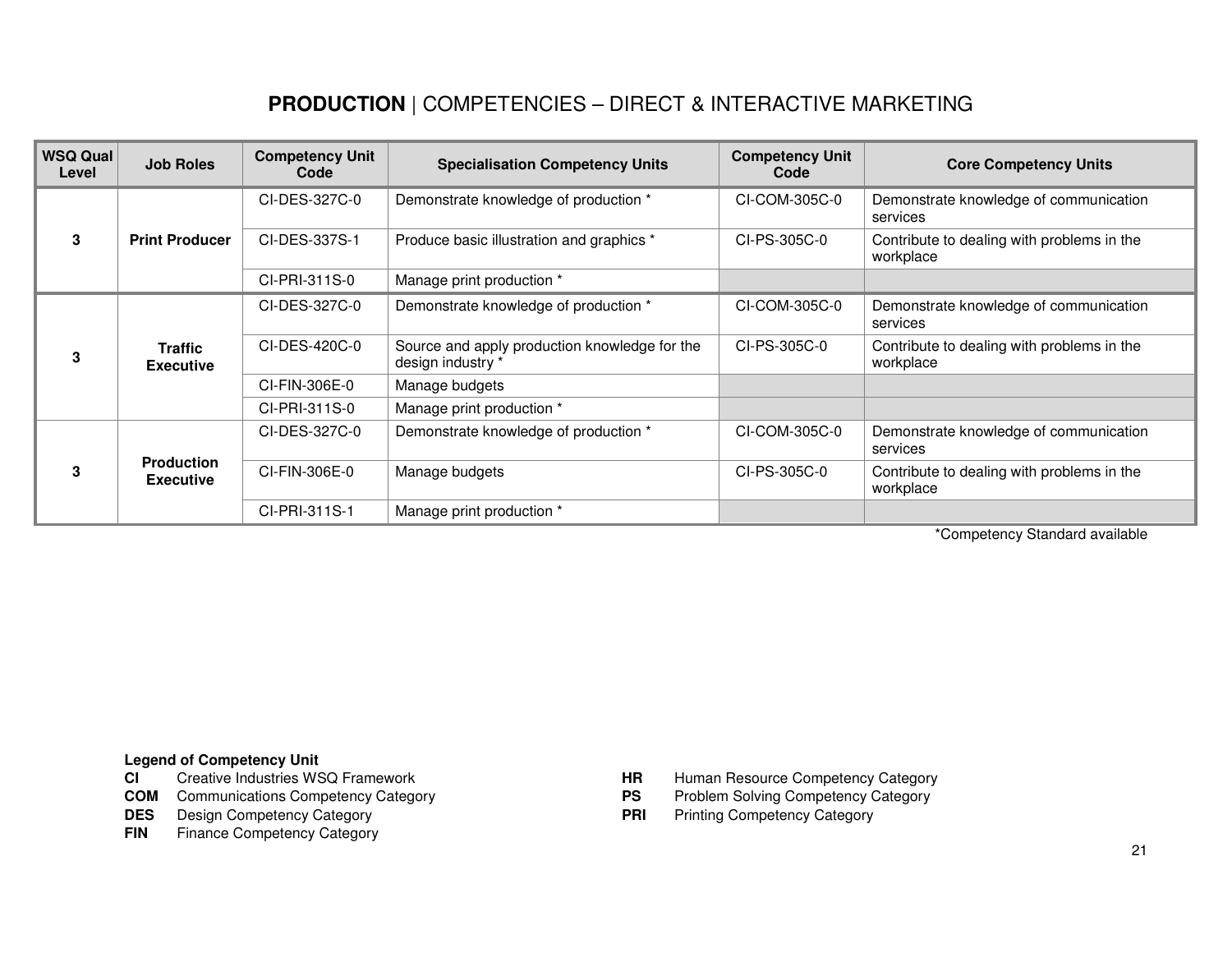# **PRODUCTION** | COMPETENCIES – DIRECT & INTERACTIVE MARKETING

| WSQ Qual Level | Job Roles | Competency Unit Code | Specialisation Competency Units | Competency Unit Code | Core Competency Units |
|---|---|---|---|---|---|
| 3 | **Print Producer** | CI-DES-327C-0 | Demonstrate knowledge of production * | CI-COM-305C-0 | Demonstrate knowledge of communication services |
| | | CI-DES-337S-1 | Produce basic illustration and graphics * | CI-PS-305C-0 | Contribute to dealing with problems in the workplace |
| | | CI-PRI-311S-0 | Manage print production * | | |
| 3 | **Traffic Executive** | CI-DES-327C-0 | Demonstrate knowledge of production * | CI-COM-305C-0 | Demonstrate knowledge of communication services |
| | | CI-DES-420C-0 | Source and apply production knowledge for the design industry * | CI-PS-305C-0 | Contribute to dealing with problems in the workplace |
| | | CI-FIN-306E-0 | Manage budgets | | |
| | | CI-PRI-311S-0 | Manage print production * | | |
| 3 | **Production Executive** | CI-DES-327C-0 | Demonstrate knowledge of production * | CI-COM-305C-0 | Demonstrate knowledge of communication services |
| | | CI-FIN-306E-0 | Manage budgets | CI-PS-305C-0 | Contribute to dealing with problems in the workplace |
| | | CI-PRI-311S-1 | Manage print production * | | |

*Competency Standard available

**Legend of Competency Unit**

- **CI** Creative Industries WSQ Framework
- **COM** Communications Competency Category
- **DES** Design Competency Category
- **FIN** Finance Competency Category
- **HR** Human Resource Competency Category
- **PS** Problem Solving Competency Category
- **PRI** Printing Competency Category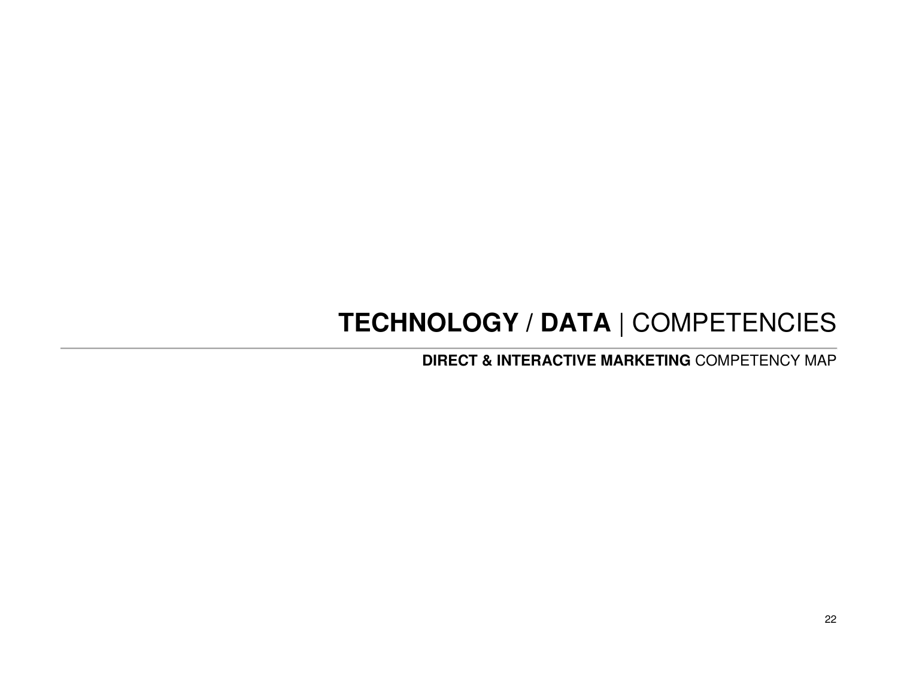# **TECHNOLOGY** / **DATA** | COMPETENCIES

**DIRECT & INTERACTIVE MARKETING** COMPETENCY MAP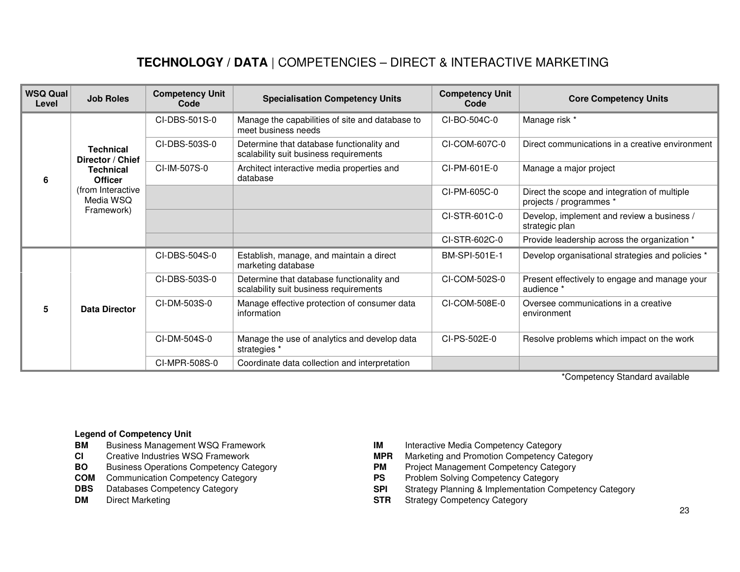# **TECHNOLOGY / DATA** | COMPETENCIES – DIRECT & INTERACTIVE MARKETING

| WSQ Qual Level | Job Roles | Competency Unit Code | Specialisation Competency Units | Competency Unit Code | Core Competency Units |
|---|---|---|---|---|---|
| 6 | **Technical Director / Chief Technical Officer** (from Interactive Media WSQ Framework) | CI-DBS-501S-0 | Manage the capabilities of site and database to meet business needs | CI-BO-504C-0 | Manage risk * |
| | | CI-DBS-503S-0 | Determine that database functionality and scalability suit business requirements | CI-COM-607C-0 | Direct communications in a creative environment |
| | | CI-IM-507S-0 | Architect interactive media properties and database | CI-PM-601E-0 | Manage a major project |
| | | | | CI-PM-605C-0 | Direct the scope and integration of multiple projects / programmes * |
| | | | | CI-STR-601C-0 | Develop, implement and review a business / strategic plan |
| | | | | CI-STR-602C-0 | Provide leadership across the organization * |
| 5 | **Data Director** | CI-DBS-504S-0 | Establish, manage, and maintain a direct marketing database | BM-SPI-501E-1 | Develop organisational strategies and policies * |
| | | CI-DBS-503S-0 | Determine that database functionality and scalability suit business requirements | CI-COM-502S-0 | Present effectively to engage and manage your audience * |
| | | CI-DM-503S-0 | Manage effective protection of consumer data information | CI-COM-508E-0 | Oversee communications in a creative environment |
| | | CI-DM-504S-0 | Manage the use of analytics and develop data strategies * | CI-PS-502E-0 | Resolve problems which impact on the work |
| | | CI-MPR-508S-0 | Coordinate data collection and interpretation | | |

*Competency Standard available

**Legend of Competency Unit**

- **BM** Business Management WSQ Framework
- **CI** Creative Industries WSQ Framework
- **BO** Business Operations Competency Category
- **COM** Communication Competency Category
- **DBS** Databases Competency Category
- **DM** Direct Marketing
- **IM** Interactive Media Competency Category
- **MPR** Marketing and Promotion Competency Category
- **PM** Project Management Competency Category
- **PS** Problem Solving Competency Category
- **SPI** Strategy Planning & Implementation Competency Category
- **STR** Strategy Competency Category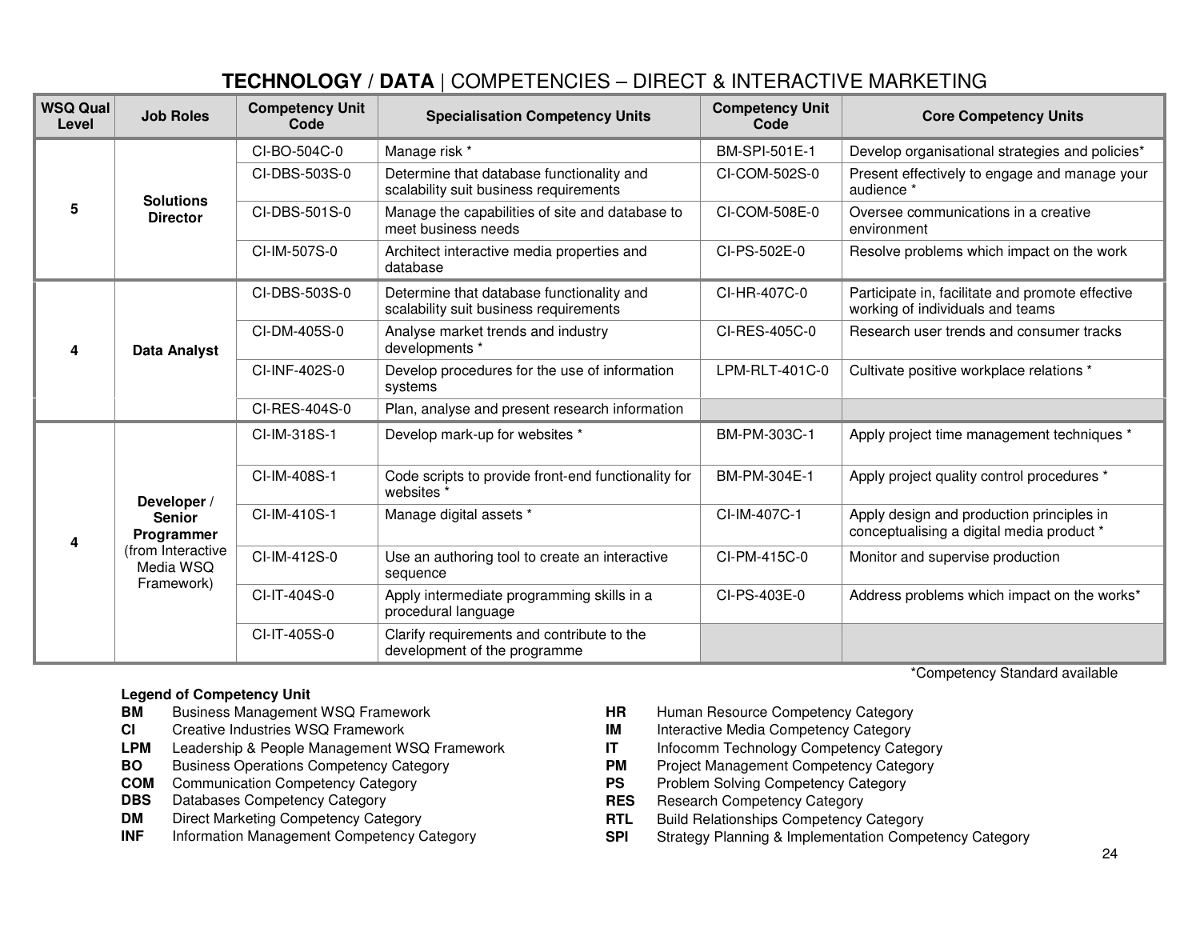# **TECHNOLOGY** / **DATA** | COMPETENCIES – DIRECT & INTERACTIVE MARKETING

| WSQ Qual Level | Job Roles | Competency Unit Code | Specialisation Competency Units | Competency Unit Code | Core Competency Units |
|---|---|---|---|---|---|
| 5 | **Solutions Director** | CI-BO-504C-0 | Manage risk * | BM-SPI-501E-1 | Develop organisational strategies and policies* |
| | | CI-DBS-503S-0 | Determine that database functionality and scalability suit business requirements | CI-COM-502S-0 | Present effectively to engage and manage your audience * |
| | | CI-DBS-501S-0 | Manage the capabilities of site and database to meet business needs | CI-COM-508E-0 | Oversee communications in a creative environment |
| | | CI-IM-507S-0 | Architect interactive media properties and database | CI-PS-502E-0 | Resolve problems which impact on the work |
| 4 | **Data Analyst** | CI-DBS-503S-0 | Determine that database functionality and scalability suit business requirements | CI-HR-407C-0 | Participate in, facilitate and promote effective working of individuals and teams |
| | | CI-DM-405S-0 | Analyse market trends and industry developments * | CI-RES-405C-0 | Research user trends and consumer tracks |
| | | CI-INF-402S-0 | Develop procedures for the use of information systems | LPM-RLT-401C-0 | Cultivate positive workplace relations * |
| | | CI-RES-404S-0 | Plan, analyse and present research information | | |
| 4 | **Developer** / **Senior Programmer** (from Interactive Media WSQ Framework) | CI-IM-318S-1 | Develop mark-up for websites * | BM-PM-303C-1 | Apply project time management techniques * |
| | | CI-IM-408S-1 | Code scripts to provide front-end functionality for websites * | BM-PM-304E-1 | Apply project quality control procedures * |
| | | CI-IM-410S-1 | Manage digital assets * | CI-IM-407C-1 | Apply design and production principles in conceptualising a digital media product * |
| | | CI-IM-412S-0 | Use an authoring tool to create an interactive sequence | CI-PM-415C-0 | Monitor and supervise production |
| | | CI-IT-404S-0 | Apply intermediate programming skills in a procedural language | CI-PS-403E-0 | Address problems which impact on the works* |
| | | CI-IT-405S-0 | Clarify requirements and contribute to the development of the programme | | |

*Competency Standard available

**Legend of Competency Unit**

**BM** Business Management WSQ Framework
**CI** Creative Industries WSQ Framework
**LPM** Leadership & People Management WSQ Framework
**BO** Business Operations Competency Category
**COM** Communication Competency Category
**DBS** Databases Competency Category
**DM** Direct Marketing Competency Category
**INF** Information Management Competency Category
**HR** Human Resource Competency Category
**IM** Interactive Media Competency Category
**IT** Infocomm Technology Competency Category
**PM** Project Management Competency Category
**PS** Problem Solving Competency Category
**RES** Research Competency Category
**RTL** Build Relationships Competency Category
**SPI** Strategy Planning & Implementation Competency Category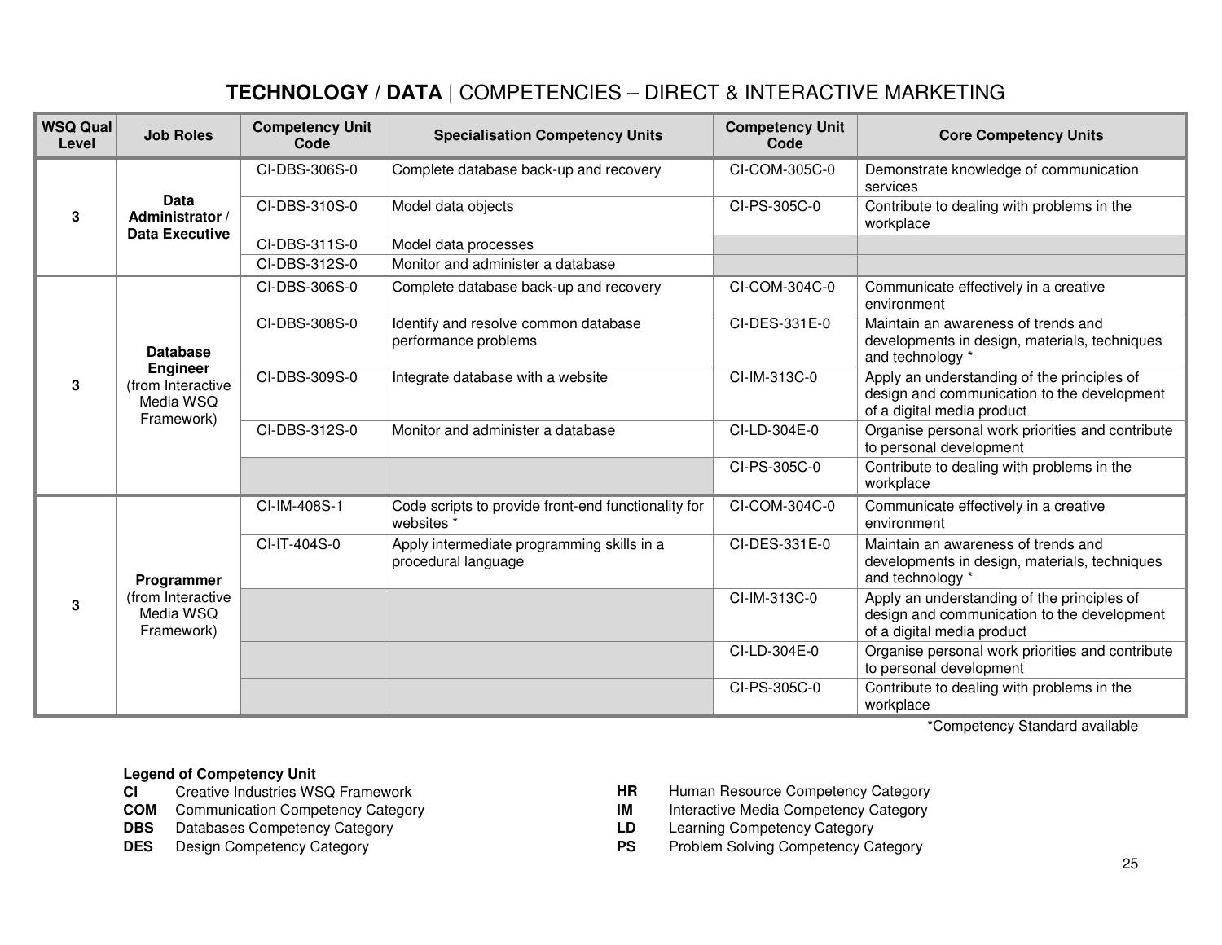# **TECHNOLOGY** / **DATA** | COMPETENCIES – DIRECT & INTERACTIVE MARKETING

| WSQ Qual Level | Job Roles | Competency Unit Code | Specialisation Competency Units | Competency Unit Code | Core Competency Units |
|---|---|---|---|---|---|
| 3 | **Data Administrator / Data Executive** | CI-DBS-306S-0 | Complete database back-up and recovery | CI-COM-305C-0 | Demonstrate knowledge of communication services |
| | | CI-DBS-310S-0 | Model data objects | CI-PS-305C-0 | Contribute to dealing with problems in the workplace |
| | | CI-DBS-311S-0 | Model data processes | | |
| | | CI-DBS-312S-0 | Monitor and administer a database | | |
| 3 | **Database Engineer** (from Interactive Media WSQ Framework) | CI-DBS-306S-0 | Complete database back-up and recovery | CI-COM-304C-0 | Communicate effectively in a creative environment |
| | | CI-DBS-308S-0 | Identify and resolve common database performance problems | CI-DES-331E-0 | Maintain an awareness of trends and developments in design, materials, techniques and technology * |
| | | CI-DBS-309S-0 | Integrate database with a website | CI-IM-313C-0 | Apply an understanding of the principles of design and communication to the development of a digital media product |
| | | CI-DBS-312S-0 | Monitor and administer a database | CI-LD-304E-0 | Organise personal work priorities and contribute to personal development |
| | | | | CI-PS-305C-0 | Contribute to dealing with problems in the workplace |
| 3 | **Programmer** (from Interactive Media WSQ Framework) | CI-IM-408S-1 | Code scripts to provide front-end functionality for websites * | CI-COM-304C-0 | Communicate effectively in a creative environment |
| | | CI-IT-404S-0 | Apply intermediate programming skills in a procedural language | CI-DES-331E-0 | Maintain an awareness of trends and developments in design, materials, techniques and technology * |
| | | | | CI-IM-313C-0 | Apply an understanding of the principles of design and communication to the development of a digital media product |
| | | | | CI-LD-304E-0 | Organise personal work priorities and contribute to personal development |
| | | | | CI-PS-305C-0 | Contribute to dealing with problems in the workplace |

*Competency Standard available

**Legend of Competency Unit**

- **CI** Creative Industries WSQ Framework
- **COM** Communication Competency Category
- **DBS** Databases Competency Category
- **DES** Design Competency Category
- **HR** Human Resource Competency Category
- **IM** Interactive Media Competency Category
- **LD** Learning Competency Category
- **PS** Problem Solving Competency Category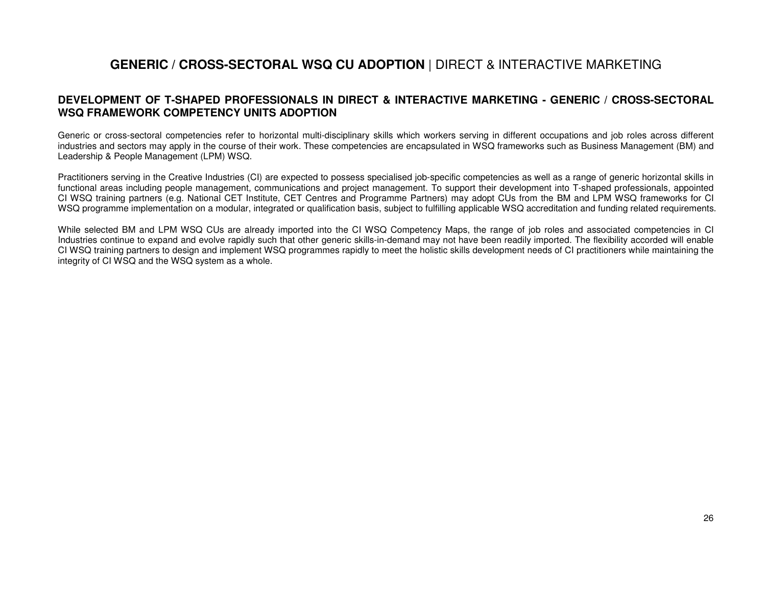# **GENERIC / CROSS-SECTORAL WSQ CU ADOPTION** | DIRECT & INTERACTIVE MARKETING

## DEVELOPMENT OF T-SHAPED PROFESSIONALS IN DIRECT & INTERACTIVE MARKETING - GENERIC / CROSS-SECTORAL WSQ FRAMEWORK COMPETENCY UNITS ADOPTION

Generic or cross-sectoral competencies refer to horizontal multi-disciplinary skills which workers serving in different occupations and job roles across different industries and sectors may apply in the course of their work. These competencies are encapsulated in WSQ frameworks such as Business Management (BM) and Leadership & People Management (LPM) WSQ.

Practitioners serving in the Creative Industries (CI) are expected to possess specialised job-specific competencies as well as a range of generic horizontal skills in functional areas including people management, communications and project management. To support their development into T-shaped professionals, appointed CI WSQ training partners (e.g. National CET Institute, CET Centres and Programme Partners) may adopt CUs from the BM and LPM WSQ frameworks for CI WSQ programme implementation on a modular, integrated or qualification basis, subject to fulfilling applicable WSQ accreditation and funding related requirements.

While selected BM and LPM WSQ CUs are already imported into the CI WSQ Competency Maps, the range of job roles and associated competencies in CI Industries continue to expand and evolve rapidly such that other generic skills-in-demand may not have been readily imported. The flexibility accorded will enable CI WSQ training partners to design and implement WSQ programmes rapidly to meet the holistic skills development needs of CI practitioners while maintaining the integrity of CI WSQ and the WSQ system as a whole.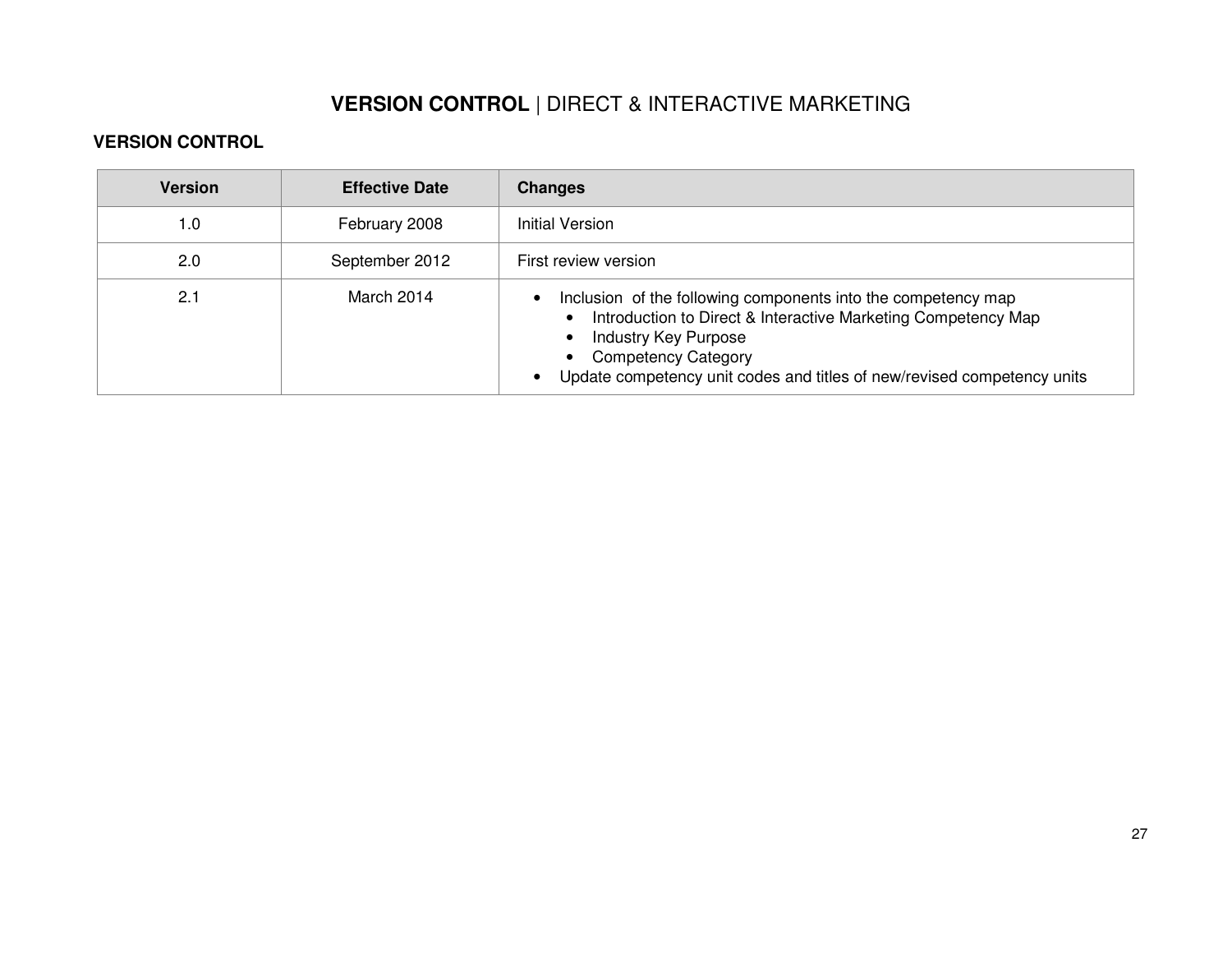# **VERSION CONTROL** | DIRECT & INTERACTIVE MARKETING

## VERSION CONTROL

| Version | Effective Date | Changes |
|---|---|---|
| 1.0 | February 2008 | Initial Version |
| 2.0 | September 2012 | First review version |
| 2.1 | March 2014 | • Inclusion of the following components into the competency map<br>  • Introduction to Direct & Interactive Marketing Competency Map<br>  • Industry Key Purpose<br>  • Competency Category<br>• Update competency unit codes and titles of new/revised competency units |